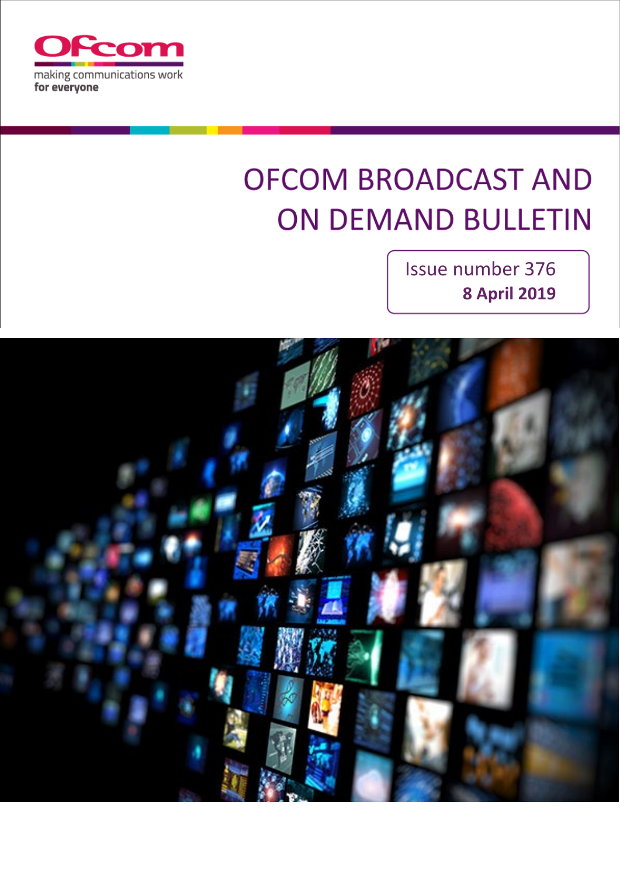Ofcom

making communications work
**for everyone**

# OFCOM BROADCAST AND ON DEMAND BULLETIN

Issue number 376
**8 April 2019**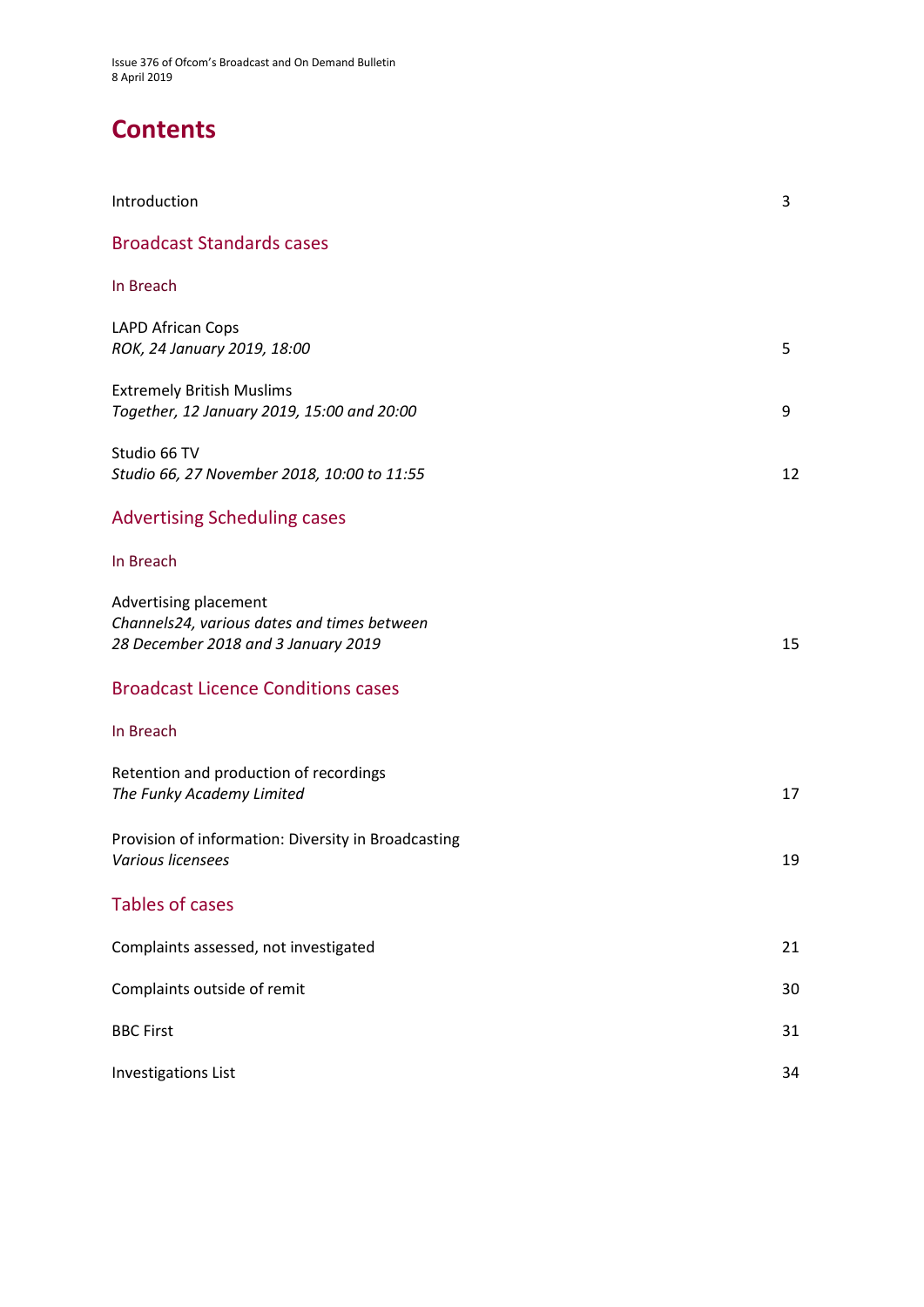# Contents

Introduction 3

## Broadcast Standards cases

### In Breach

LAPD African Cops
*ROK, 24 January 2019, 18:00* 5

Extremely British Muslims
*Together, 12 January 2019, 15:00 and 20:00* 9

Studio 66 TV
*Studio 66, 27 November 2018, 10:00 to 11:55* 12

## Advertising Scheduling cases

### In Breach

Advertising placement
*Channels24, various dates and times between 28 December 2018 and 3 January 2019* 15

## Broadcast Licence Conditions cases

### In Breach

Retention and production of recordings
*The Funky Academy Limited* 17

Provision of information: Diversity in Broadcasting
*Various licensees* 19

## Tables of cases

Complaints assessed, not investigated 21

Complaints outside of remit 30

BBC First 31

Investigations List 34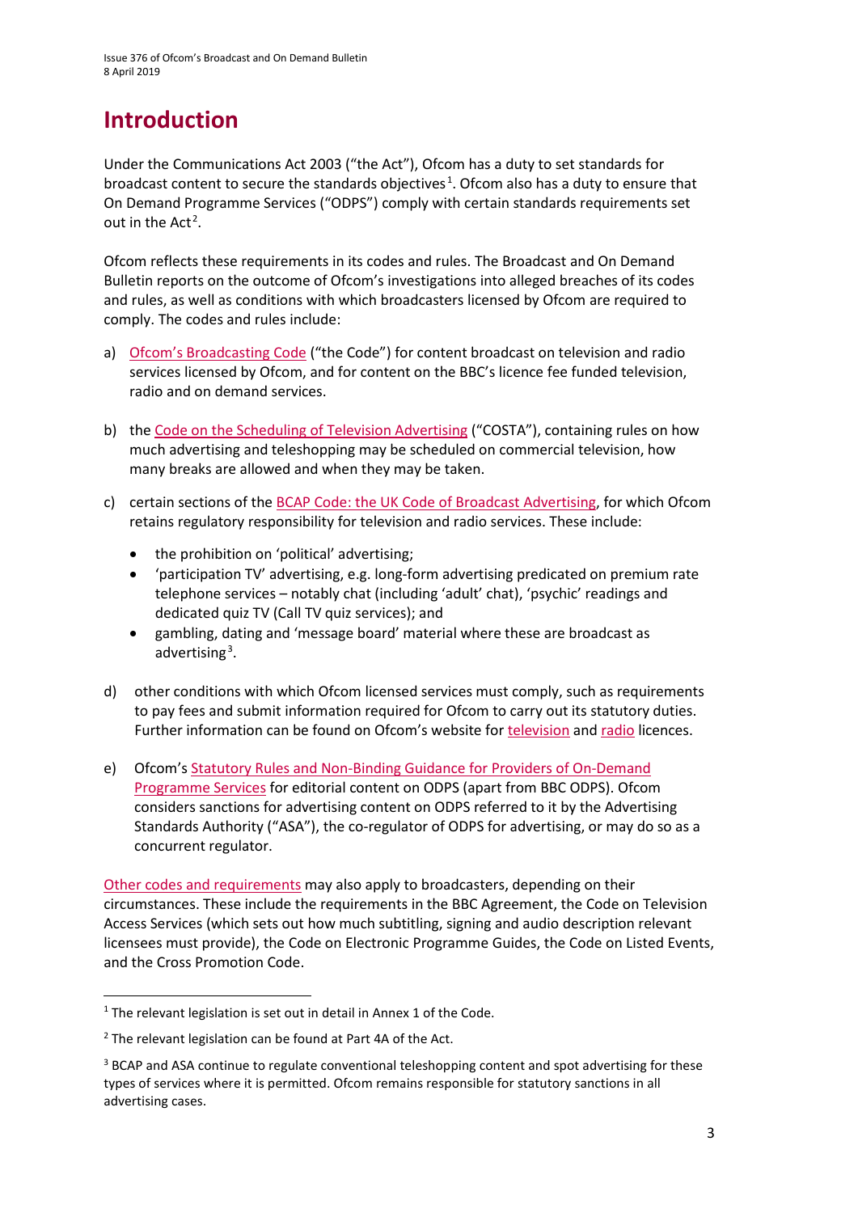# Introduction

Under the Communications Act 2003 ("the Act"), Ofcom has a duty to set standards for broadcast content to secure the standards objectives[1]. Ofcom also has a duty to ensure that On Demand Programme Services ("ODPS") comply with certain standards requirements set out in the Act[2].

Ofcom reflects these requirements in its codes and rules. The Broadcast and On Demand Bulletin reports on the outcome of Ofcom's investigations into alleged breaches of its codes and rules, as well as conditions with which broadcasters licensed by Ofcom are required to comply. The codes and rules include:

a) Ofcom's Broadcasting Code ("the Code") for content broadcast on television and radio services licensed by Ofcom, and for content on the BBC's licence fee funded television, radio and on demand services.

b) the Code on the Scheduling of Television Advertising ("COSTA"), containing rules on how much advertising and teleshopping may be scheduled on commercial television, how many breaks are allowed and when they may be taken.

c) certain sections of the BCAP Code: the UK Code of Broadcast Advertising, for which Ofcom retains regulatory responsibility for television and radio services. These include:
   - the prohibition on 'political' advertising;
   - 'participation TV' advertising, e.g. long-form advertising predicated on premium rate telephone services – notably chat (including 'adult' chat), 'psychic' readings and dedicated quiz TV (Call TV quiz services); and
   - gambling, dating and 'message board' material where these are broadcast as advertising[3].

d) other conditions with which Ofcom licensed services must comply, such as requirements to pay fees and submit information required for Ofcom to carry out its statutory duties. Further information can be found on Ofcom's website for television and radio licences.

e) Ofcom's Statutory Rules and Non-Binding Guidance for Providers of On-Demand Programme Services for editorial content on ODPS (apart from BBC ODPS). Ofcom considers sanctions for advertising content on ODPS referred to it by the Advertising Standards Authority ("ASA"), the co-regulator of ODPS for advertising, or may do so as a concurrent regulator.

Other codes and requirements may also apply to broadcasters, depending on their circumstances. These include the requirements in the BBC Agreement, the Code on Television Access Services (which sets out how much subtitling, signing and audio description relevant licensees must provide), the Code on Electronic Programme Guides, the Code on Listed Events, and the Cross Promotion Code.

---

[1] The relevant legislation is set out in detail in Annex 1 of the Code.

[2] The relevant legislation can be found at Part 4A of the Act.

[3] BCAP and ASA continue to regulate conventional teleshopping content and spot advertising for these types of services where it is permitted. Ofcom remains responsible for statutory sanctions in all advertising cases.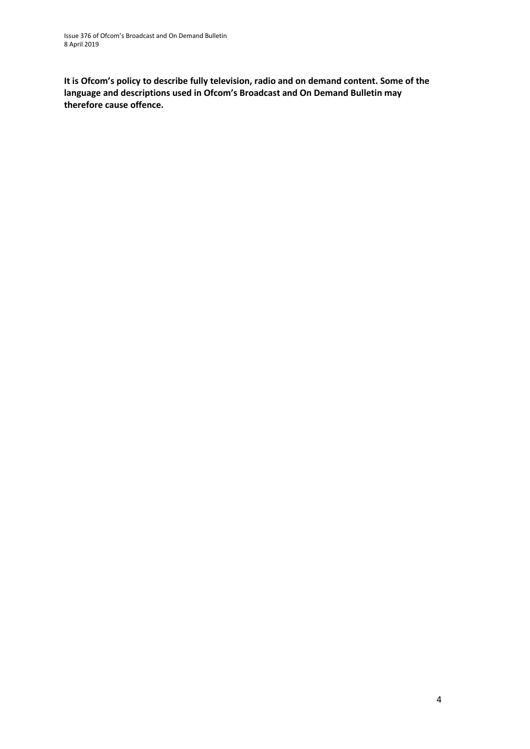**It is Ofcom's policy to describe fully television, radio and on demand content. Some of the language and descriptions used in Ofcom's Broadcast and On Demand Bulletin may therefore cause offence.**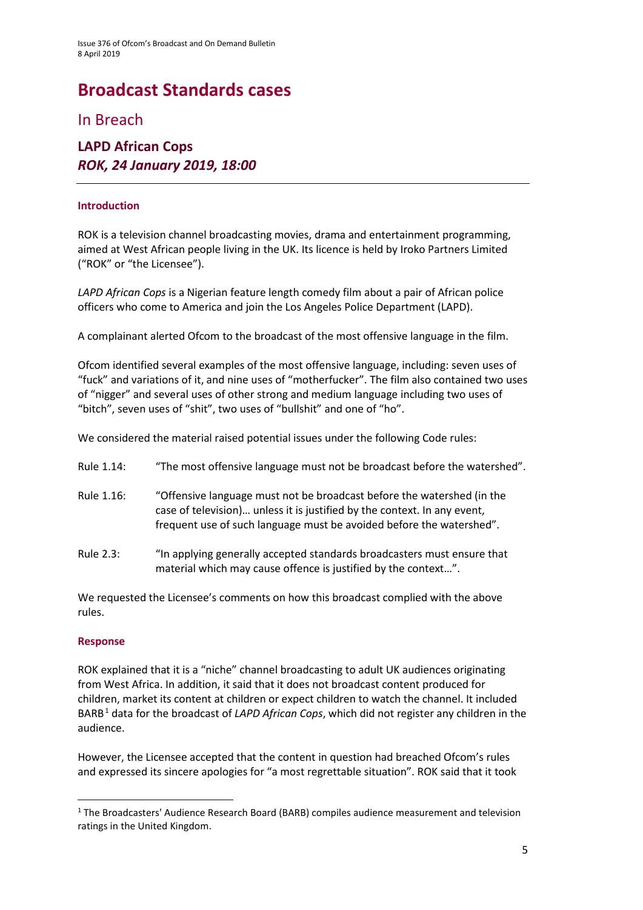# Broadcast Standards cases

## In Breach

### LAPD African Cops
### *ROK, 24 January 2019, 18:00*

---

#### Introduction

ROK is a television channel broadcasting movies, drama and entertainment programming, aimed at West African people living in the UK. Its licence is held by Iroko Partners Limited ("ROK" or "the Licensee").

*LAPD African Cops* is a Nigerian feature length comedy film about a pair of African police officers who come to America and join the Los Angeles Police Department (LAPD).

A complainant alerted Ofcom to the broadcast of the most offensive language in the film.

Ofcom identified several examples of the most offensive language, including: seven uses of "fuck" and variations of it, and nine uses of "motherfucker". The film also contained two uses of "nigger" and several uses of other strong and medium language including two uses of "bitch", seven uses of "shit", two uses of "bullshit" and one of "ho".

We considered the material raised potential issues under the following Code rules:

Rule 1.14: "The most offensive language must not be broadcast before the watershed".

Rule 1.16: "Offensive language must not be broadcast before the watershed (in the case of television)… unless it is justified by the context. In any event, frequent use of such language must be avoided before the watershed".

Rule 2.3: "In applying generally accepted standards broadcasters must ensure that material which may cause offence is justified by the context…".

We requested the Licensee's comments on how this broadcast complied with the above rules.

#### Response

ROK explained that it is a "niche" channel broadcasting to adult UK audiences originating from West Africa. In addition, it said that it does not broadcast content produced for children, market its content at children or expect children to watch the channel. It included BARB[1] data for the broadcast of *LAPD African Cops*, which did not register any children in the audience.

However, the Licensee accepted that the content in question had breached Ofcom's rules and expressed its sincere apologies for "a most regrettable situation". ROK said that it took

---

[1] The Broadcasters' Audience Research Board (BARB) compiles audience measurement and television ratings in the United Kingdom.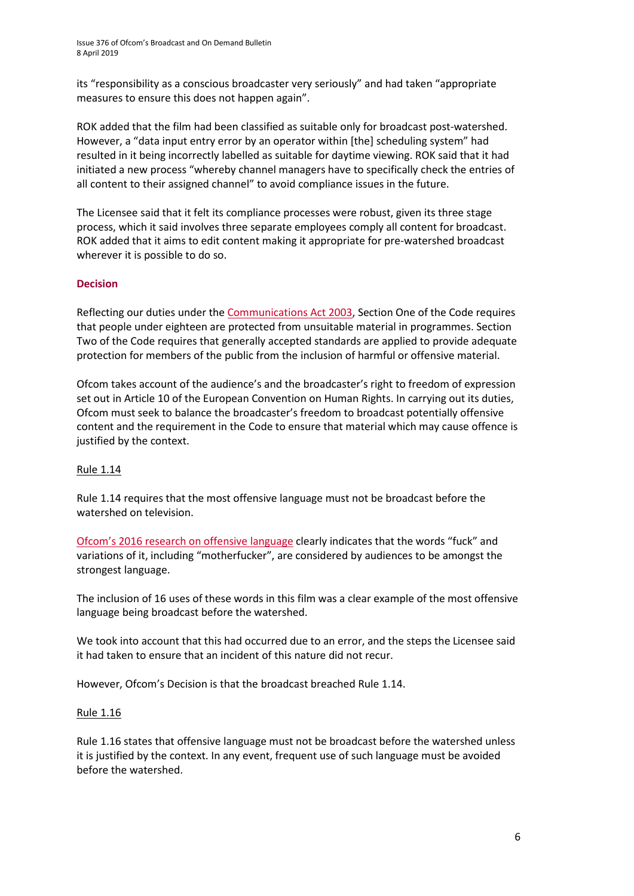its "responsibility as a conscious broadcaster very seriously" and had taken "appropriate measures to ensure this does not happen again".

ROK added that the film had been classified as suitable only for broadcast post-watershed. However, a "data input entry error by an operator within [the] scheduling system" had resulted in it being incorrectly labelled as suitable for daytime viewing. ROK said that it had initiated a new process "whereby channel managers have to specifically check the entries of all content to their assigned channel" to avoid compliance issues in the future.

The Licensee said that it felt its compliance processes were robust, given its three stage process, which it said involves three separate employees comply all content for broadcast. ROK added that it aims to edit content making it appropriate for pre-watershed broadcast wherever it is possible to do so.

**Decision**

Reflecting our duties under the Communications Act 2003, Section One of the Code requires that people under eighteen are protected from unsuitable material in programmes. Section Two of the Code requires that generally accepted standards are applied to provide adequate protection for members of the public from the inclusion of harmful or offensive material.

Ofcom takes account of the audience's and the broadcaster's right to freedom of expression set out in Article 10 of the European Convention on Human Rights. In carrying out its duties, Ofcom must seek to balance the broadcaster's freedom to broadcast potentially offensive content and the requirement in the Code to ensure that material which may cause offence is justified by the context.

Rule 1.14

Rule 1.14 requires that the most offensive language must not be broadcast before the watershed on television.

Ofcom's 2016 research on offensive language clearly indicates that the words "fuck" and variations of it, including "motherfucker", are considered by audiences to be amongst the strongest language.

The inclusion of 16 uses of these words in this film was a clear example of the most offensive language being broadcast before the watershed.

We took into account that this had occurred due to an error, and the steps the Licensee said it had taken to ensure that an incident of this nature did not recur.

However, Ofcom's Decision is that the broadcast breached Rule 1.14.

Rule 1.16

Rule 1.16 states that offensive language must not be broadcast before the watershed unless it is justified by the context. In any event, frequent use of such language must be avoided before the watershed.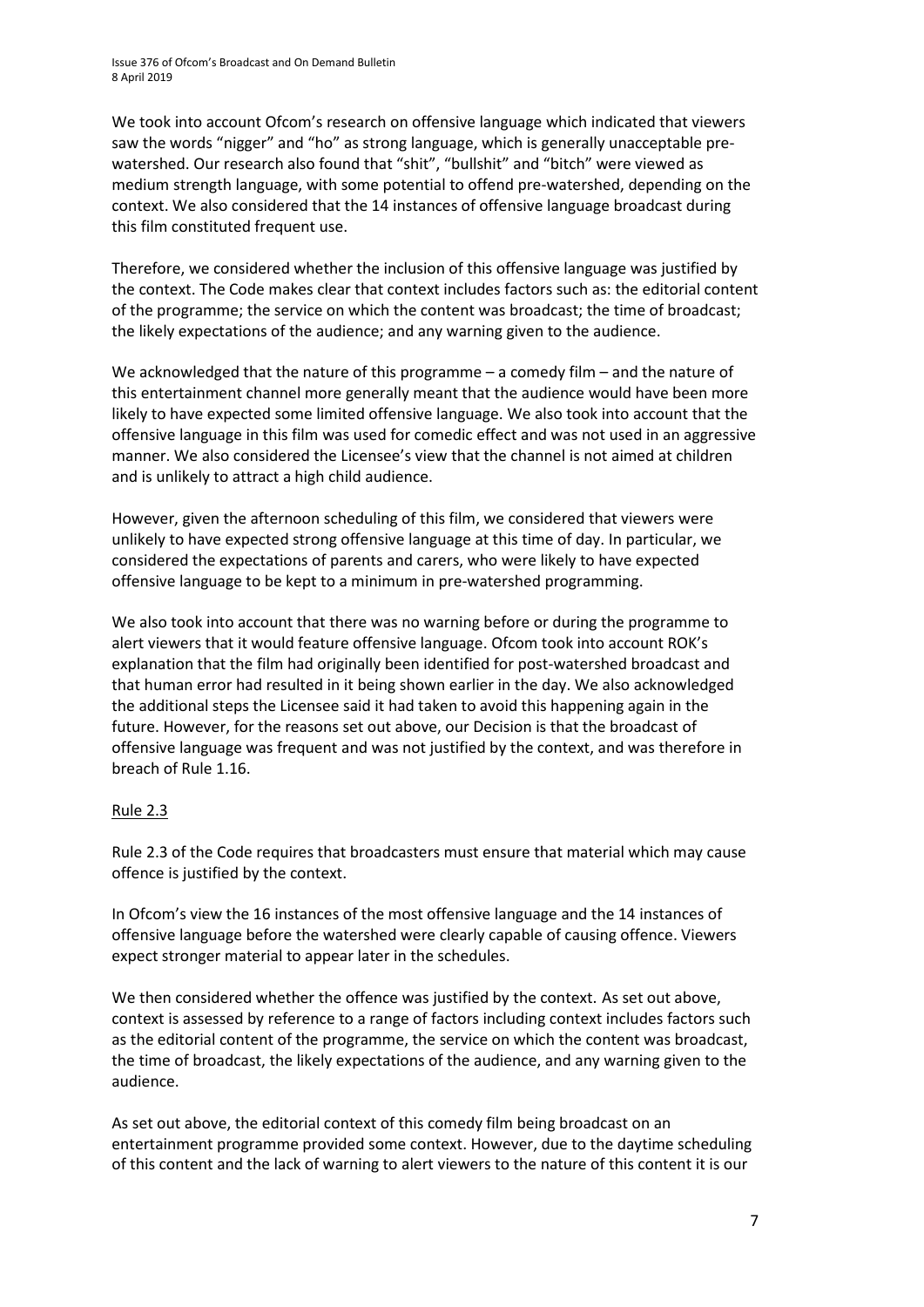We took into account Ofcom's research on offensive language which indicated that viewers saw the words "nigger" and "ho" as strong language, which is generally unacceptable pre-watershed. Our research also found that "shit", "bullshit" and "bitch" were viewed as medium strength language, with some potential to offend pre-watershed, depending on the context. We also considered that the 14 instances of offensive language broadcast during this film constituted frequent use.

Therefore, we considered whether the inclusion of this offensive language was justified by the context. The Code makes clear that context includes factors such as: the editorial content of the programme; the service on which the content was broadcast; the time of broadcast; the likely expectations of the audience; and any warning given to the audience.

We acknowledged that the nature of this programme – a comedy film – and the nature of this entertainment channel more generally meant that the audience would have been more likely to have expected some limited offensive language. We also took into account that the offensive language in this film was used for comedic effect and was not used in an aggressive manner. We also considered the Licensee's view that the channel is not aimed at children and is unlikely to attract a high child audience.

However, given the afternoon scheduling of this film, we considered that viewers were unlikely to have expected strong offensive language at this time of day. In particular, we considered the expectations of parents and carers, who were likely to have expected offensive language to be kept to a minimum in pre-watershed programming.

We also took into account that there was no warning before or during the programme to alert viewers that it would feature offensive language. Ofcom took into account ROK's explanation that the film had originally been identified for post-watershed broadcast and that human error had resulted in it being shown earlier in the day. We also acknowledged the additional steps the Licensee said it had taken to avoid this happening again in the future. However, for the reasons set out above, our Decision is that the broadcast of offensive language was frequent and was not justified by the context, and was therefore in breach of Rule 1.16.

Rule 2.3

Rule 2.3 of the Code requires that broadcasters must ensure that material which may cause offence is justified by the context.

In Ofcom's view the 16 instances of the most offensive language and the 14 instances of offensive language before the watershed were clearly capable of causing offence. Viewers expect stronger material to appear later in the schedules.

We then considered whether the offence was justified by the context. As set out above, context is assessed by reference to a range of factors including context includes factors such as the editorial content of the programme, the service on which the content was broadcast, the time of broadcast, the likely expectations of the audience, and any warning given to the audience.

As set out above, the editorial context of this comedy film being broadcast on an entertainment programme provided some context. However, due to the daytime scheduling of this content and the lack of warning to alert viewers to the nature of this content it is our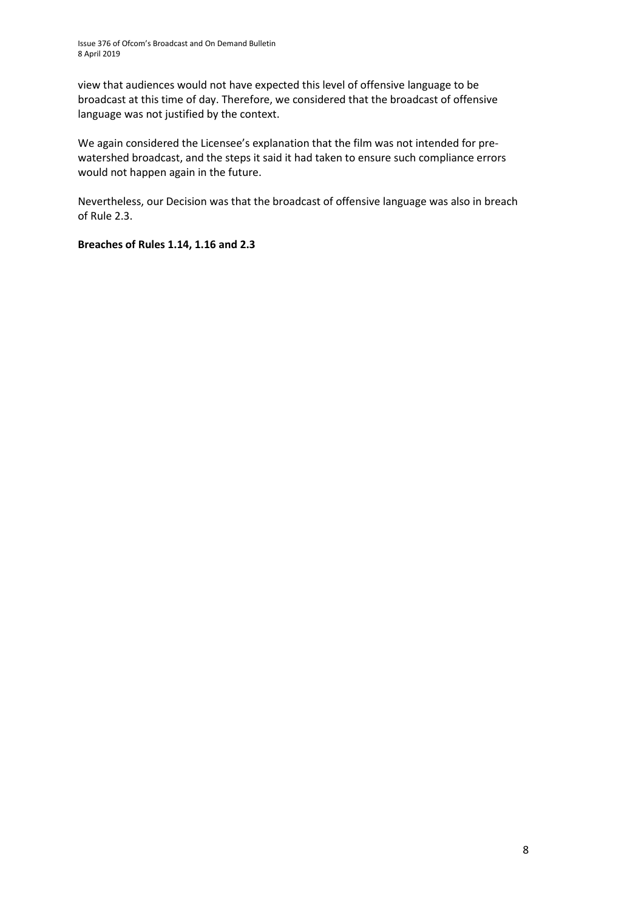view that audiences would not have expected this level of offensive language to be broadcast at this time of day. Therefore, we considered that the broadcast of offensive language was not justified by the context.

We again considered the Licensee's explanation that the film was not intended for pre-watershed broadcast, and the steps it said it had taken to ensure such compliance errors would not happen again in the future.

Nevertheless, our Decision was that the broadcast of offensive language was also in breach of Rule 2.3.

**Breaches of Rules 1.14, 1.16 and 2.3**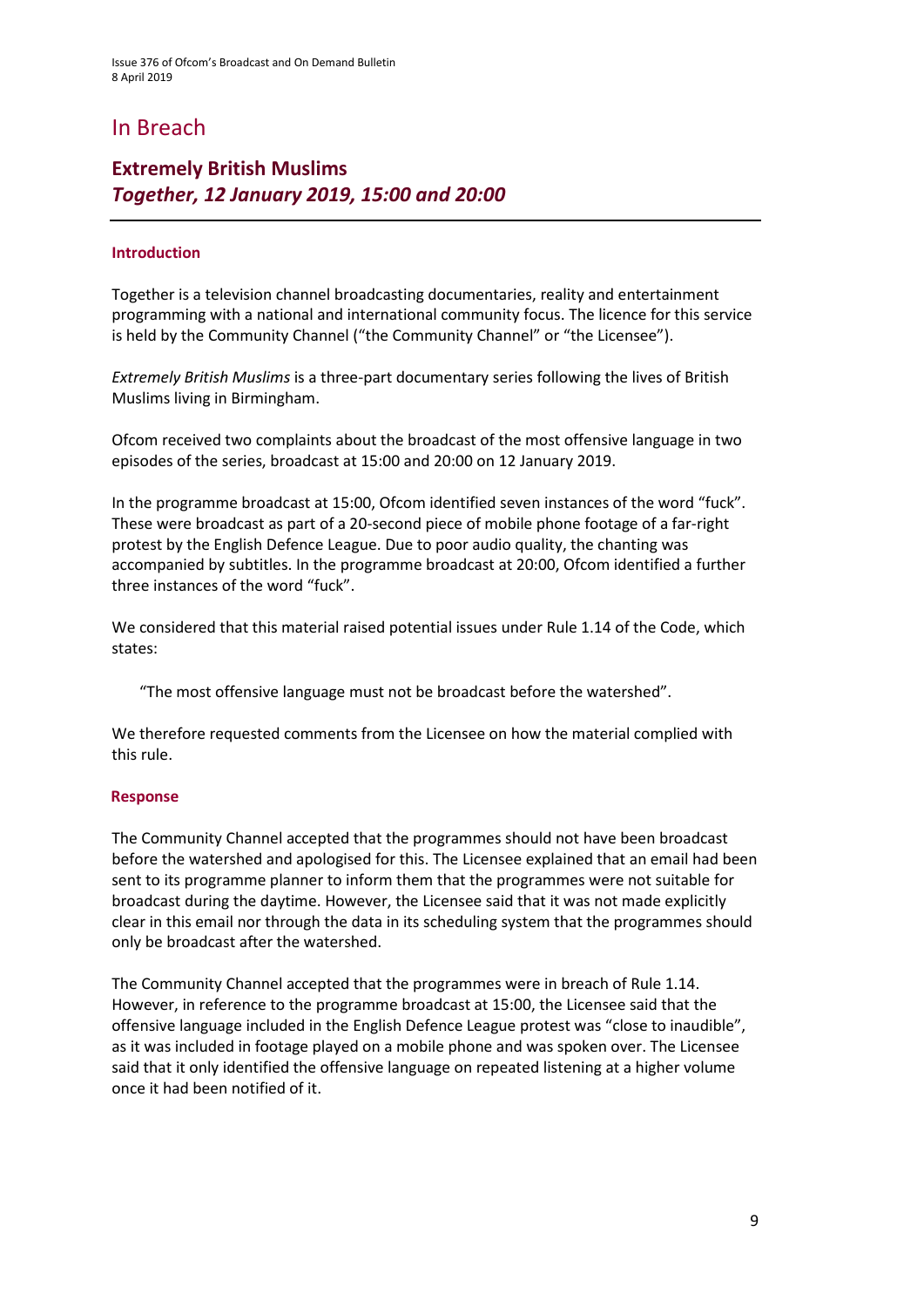# In Breach

## Extremely British Muslims
### *Together, 12 January 2019, 15:00 and 20:00*

---

#### Introduction

Together is a television channel broadcasting documentaries, reality and entertainment programming with a national and international community focus. The licence for this service is held by the Community Channel ("the Community Channel" or "the Licensee").

*Extremely British Muslims* is a three-part documentary series following the lives of British Muslims living in Birmingham.

Ofcom received two complaints about the broadcast of the most offensive language in two episodes of the series, broadcast at 15:00 and 20:00 on 12 January 2019.

In the programme broadcast at 15:00, Ofcom identified seven instances of the word "fuck". These were broadcast as part of a 20-second piece of mobile phone footage of a far-right protest by the English Defence League. Due to poor audio quality, the chanting was accompanied by subtitles. In the programme broadcast at 20:00, Ofcom identified a further three instances of the word "fuck".

We considered that this material raised potential issues under Rule 1.14 of the Code, which states:

> "The most offensive language must not be broadcast before the watershed".

We therefore requested comments from the Licensee on how the material complied with this rule.

#### Response

The Community Channel accepted that the programmes should not have been broadcast before the watershed and apologised for this. The Licensee explained that an email had been sent to its programme planner to inform them that the programmes were not suitable for broadcast during the daytime. However, the Licensee said that it was not made explicitly clear in this email nor through the data in its scheduling system that the programmes should only be broadcast after the watershed.

The Community Channel accepted that the programmes were in breach of Rule 1.14. However, in reference to the programme broadcast at 15:00, the Licensee said that the offensive language included in the English Defence League protest was "close to inaudible", as it was included in footage played on a mobile phone and was spoken over. The Licensee said that it only identified the offensive language on repeated listening at a higher volume once it had been notified of it.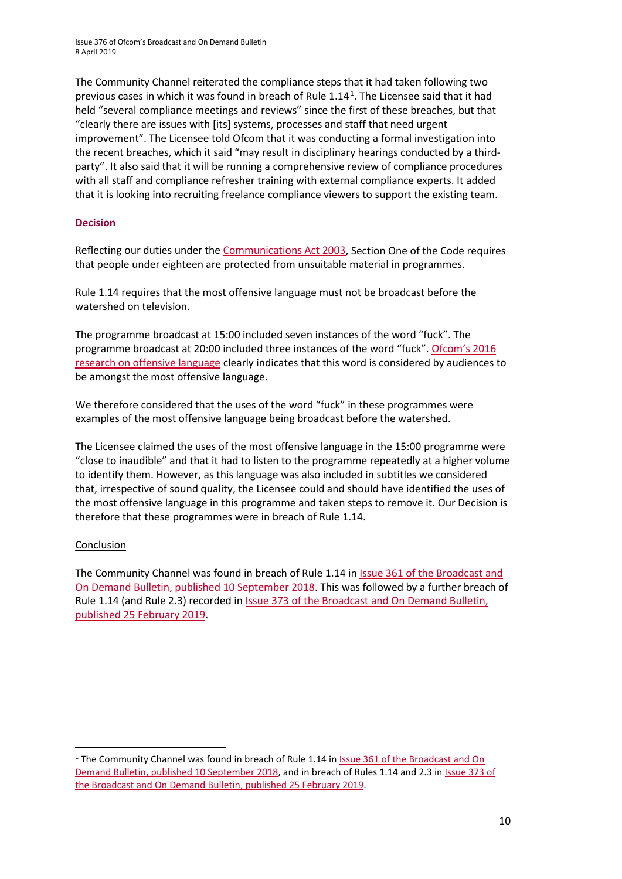The Community Channel reiterated the compliance steps that it had taken following two previous cases in which it was found in breach of Rule 1.14[1]. The Licensee said that it had held "several compliance meetings and reviews" since the first of these breaches, but that "clearly there are issues with [its] systems, processes and staff that need urgent improvement". The Licensee told Ofcom that it was conducting a formal investigation into the recent breaches, which it said "may result in disciplinary hearings conducted by a third-party". It also said that it will be running a comprehensive review of compliance procedures with all staff and compliance refresher training with external compliance experts. It added that it is looking into recruiting freelance compliance viewers to support the existing team.

### Decision

Reflecting our duties under the Communications Act 2003, Section One of the Code requires that people under eighteen are protected from unsuitable material in programmes.

Rule 1.14 requires that the most offensive language must not be broadcast before the watershed on television.

The programme broadcast at 15:00 included seven instances of the word "fuck". The programme broadcast at 20:00 included three instances of the word "fuck". Ofcom's 2016 research on offensive language clearly indicates that this word is considered by audiences to be amongst the most offensive language.

We therefore considered that the uses of the word "fuck" in these programmes were examples of the most offensive language being broadcast before the watershed.

The Licensee claimed the uses of the most offensive language in the 15:00 programme were "close to inaudible" and that it had to listen to the programme repeatedly at a higher volume to identify them. However, as this language was also included in subtitles we considered that, irrespective of sound quality, the Licensee could and should have identified the uses of the most offensive language in this programme and taken steps to remove it. Our Decision is therefore that these programmes were in breach of Rule 1.14.

#### Conclusion

The Community Channel was found in breach of Rule 1.14 in Issue 361 of the Broadcast and On Demand Bulletin, published 10 September 2018. This was followed by a further breach of Rule 1.14 (and Rule 2.3) recorded in Issue 373 of the Broadcast and On Demand Bulletin, published 25 February 2019.

---

[1] The Community Channel was found in breach of Rule 1.14 in Issue 361 of the Broadcast and On Demand Bulletin, published 10 September 2018, and in breach of Rules 1.14 and 2.3 in Issue 373 of the Broadcast and On Demand Bulletin, published 25 February 2019.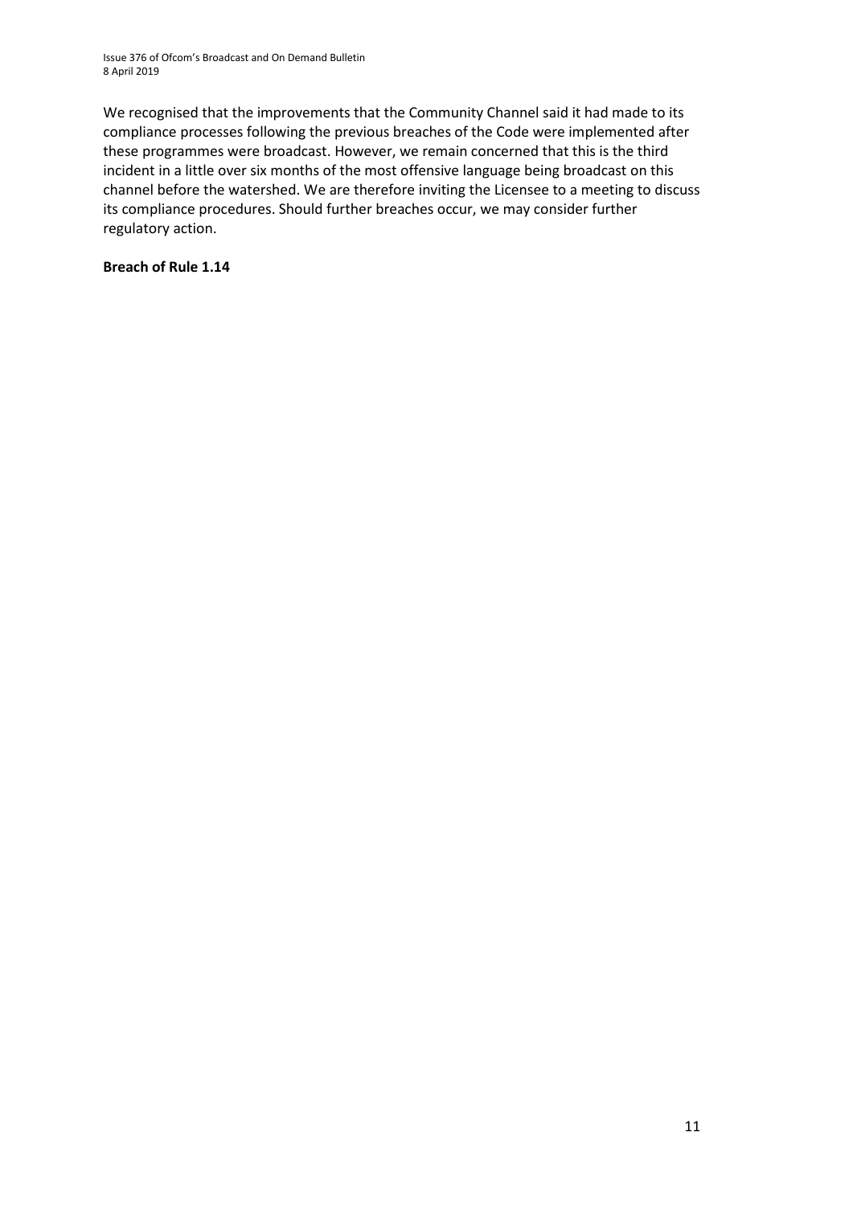We recognised that the improvements that the Community Channel said it had made to its compliance processes following the previous breaches of the Code were implemented after these programmes were broadcast. However, we remain concerned that this is the third incident in a little over six months of the most offensive language being broadcast on this channel before the watershed. We are therefore inviting the Licensee to a meeting to discuss its compliance procedures. Should further breaches occur, we may consider further regulatory action.

**Breach of Rule 1.14**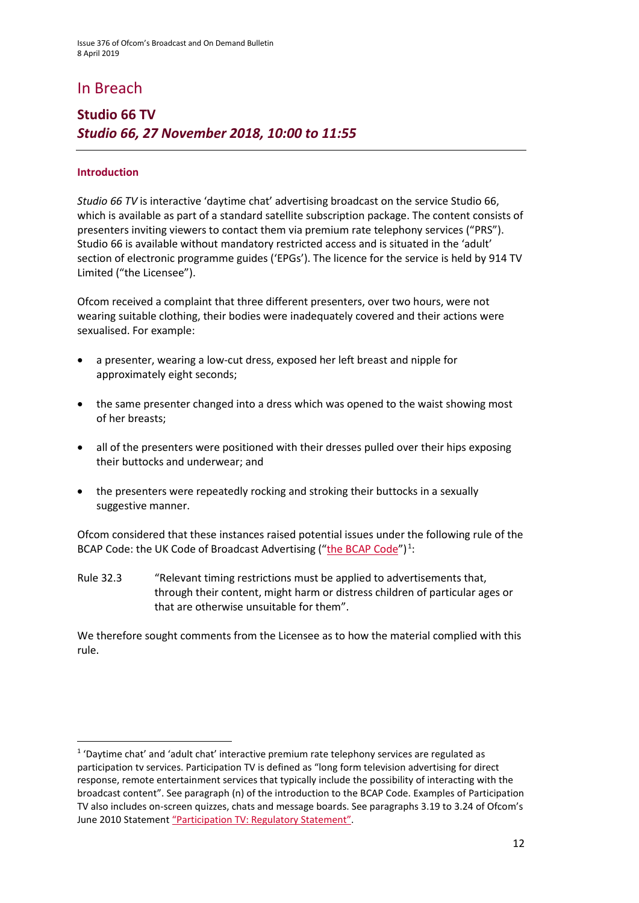# In Breach

## Studio 66 TV
## *Studio 66, 27 November 2018, 10:00 to 11:55*

### Introduction

*Studio 66 TV* is interactive 'daytime chat' advertising broadcast on the service Studio 66, which is available as part of a standard satellite subscription package. The content consists of presenters inviting viewers to contact them via premium rate telephony services ("PRS"). Studio 66 is available without mandatory restricted access and is situated in the 'adult' section of electronic programme guides ('EPGs'). The licence for the service is held by 914 TV Limited ("the Licensee").

Ofcom received a complaint that three different presenters, over two hours, were not wearing suitable clothing, their bodies were inadequately covered and their actions were sexualised. For example:

- a presenter, wearing a low-cut dress, exposed her left breast and nipple for approximately eight seconds;
- the same presenter changed into a dress which was opened to the waist showing most of her breasts;
- all of the presenters were positioned with their dresses pulled over their hips exposing their buttocks and underwear; and
- the presenters were repeatedly rocking and stroking their buttocks in a sexually suggestive manner.

Ofcom considered that these instances raised potential issues under the following rule of the BCAP Code: the UK Code of Broadcast Advertising ("the BCAP Code")[1]:

Rule 32.3 "Relevant timing restrictions must be applied to advertisements that, through their content, might harm or distress children of particular ages or that are otherwise unsuitable for them".

We therefore sought comments from the Licensee as to how the material complied with this rule.

---

[1] 'Daytime chat' and 'adult chat' interactive premium rate telephony services are regulated as participation tv services. Participation TV is defined as "long form television advertising for direct response, remote entertainment services that typically include the possibility of interacting with the broadcast content". See paragraph (n) of the introduction to the BCAP Code. Examples of Participation TV also includes on-screen quizzes, chats and message boards. See paragraphs 3.19 to 3.24 of Ofcom's June 2010 Statement "Participation TV: Regulatory Statement".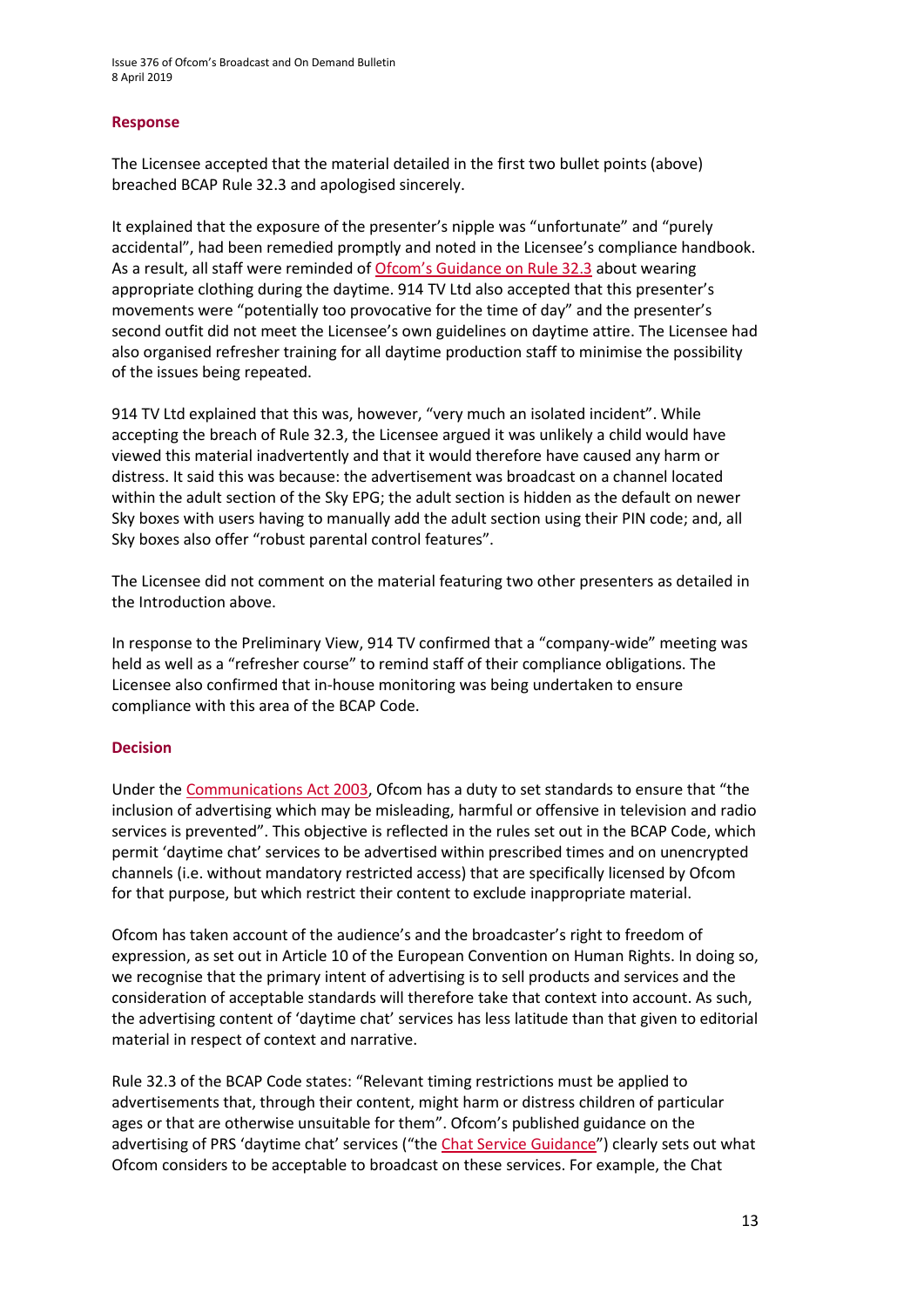### Response

The Licensee accepted that the material detailed in the first two bullet points (above) breached BCAP Rule 32.3 and apologised sincerely.

It explained that the exposure of the presenter's nipple was "unfortunate" and "purely accidental", had been remedied promptly and noted in the Licensee's compliance handbook. As a result, all staff were reminded of Ofcom's Guidance on Rule 32.3 about wearing appropriate clothing during the daytime. 914 TV Ltd also accepted that this presenter's movements were "potentially too provocative for the time of day" and the presenter's second outfit did not meet the Licensee's own guidelines on daytime attire. The Licensee had also organised refresher training for all daytime production staff to minimise the possibility of the issues being repeated.

914 TV Ltd explained that this was, however, "very much an isolated incident". While accepting the breach of Rule 32.3, the Licensee argued it was unlikely a child would have viewed this material inadvertently and that it would therefore have caused any harm or distress. It said this was because: the advertisement was broadcast on a channel located within the adult section of the Sky EPG; the adult section is hidden as the default on newer Sky boxes with users having to manually add the adult section using their PIN code; and, all Sky boxes also offer "robust parental control features".

The Licensee did not comment on the material featuring two other presenters as detailed in the Introduction above.

In response to the Preliminary View, 914 TV confirmed that a "company-wide" meeting was held as well as a "refresher course" to remind staff of their compliance obligations. The Licensee also confirmed that in-house monitoring was being undertaken to ensure compliance with this area of the BCAP Code.

### Decision

Under the Communications Act 2003, Ofcom has a duty to set standards to ensure that "the inclusion of advertising which may be misleading, harmful or offensive in television and radio services is prevented". This objective is reflected in the rules set out in the BCAP Code, which permit 'daytime chat' services to be advertised within prescribed times and on unencrypted channels (i.e. without mandatory restricted access) that are specifically licensed by Ofcom for that purpose, but which restrict their content to exclude inappropriate material.

Ofcom has taken account of the audience's and the broadcaster's right to freedom of expression, as set out in Article 10 of the European Convention on Human Rights. In doing so, we recognise that the primary intent of advertising is to sell products and services and the consideration of acceptable standards will therefore take that context into account. As such, the advertising content of 'daytime chat' services has less latitude than that given to editorial material in respect of context and narrative.

Rule 32.3 of the BCAP Code states: "Relevant timing restrictions must be applied to advertisements that, through their content, might harm or distress children of particular ages or that are otherwise unsuitable for them". Ofcom's published guidance on the advertising of PRS 'daytime chat' services ("the Chat Service Guidance") clearly sets out what Ofcom considers to be acceptable to broadcast on these services. For example, the Chat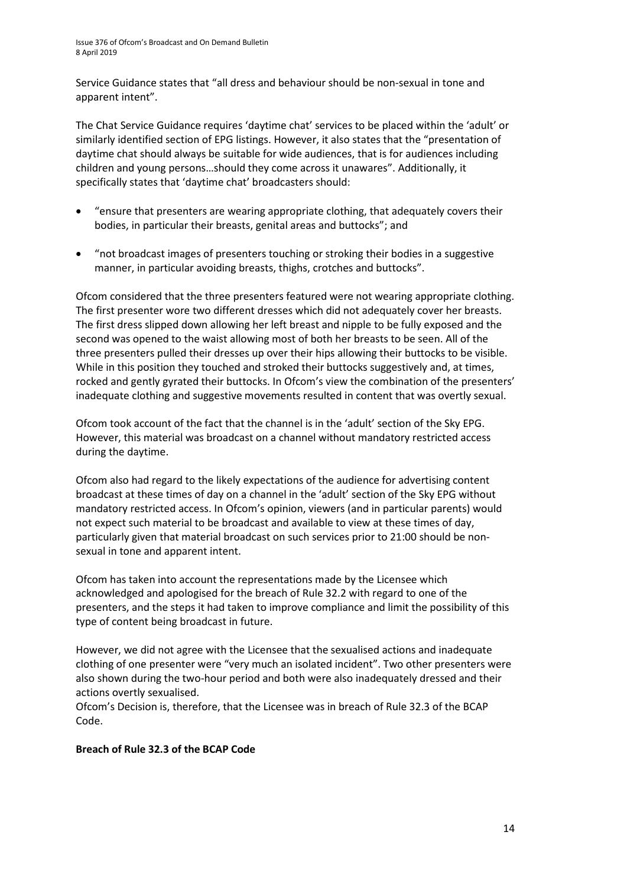Service Guidance states that "all dress and behaviour should be non-sexual in tone and apparent intent".

The Chat Service Guidance requires 'daytime chat' services to be placed within the 'adult' or similarly identified section of EPG listings. However, it also states that the "presentation of daytime chat should always be suitable for wide audiences, that is for audiences including children and young persons…should they come across it unawares". Additionally, it specifically states that 'daytime chat' broadcasters should:

- "ensure that presenters are wearing appropriate clothing, that adequately covers their bodies, in particular their breasts, genital areas and buttocks"; and
- "not broadcast images of presenters touching or stroking their bodies in a suggestive manner, in particular avoiding breasts, thighs, crotches and buttocks".

Ofcom considered that the three presenters featured were not wearing appropriate clothing. The first presenter wore two different dresses which did not adequately cover her breasts. The first dress slipped down allowing her left breast and nipple to be fully exposed and the second was opened to the waist allowing most of both her breasts to be seen. All of the three presenters pulled their dresses up over their hips allowing their buttocks to be visible. While in this position they touched and stroked their buttocks suggestively and, at times, rocked and gently gyrated their buttocks. In Ofcom's view the combination of the presenters' inadequate clothing and suggestive movements resulted in content that was overtly sexual.

Ofcom took account of the fact that the channel is in the 'adult' section of the Sky EPG. However, this material was broadcast on a channel without mandatory restricted access during the daytime.

Ofcom also had regard to the likely expectations of the audience for advertising content broadcast at these times of day on a channel in the 'adult' section of the Sky EPG without mandatory restricted access. In Ofcom's opinion, viewers (and in particular parents) would not expect such material to be broadcast and available to view at these times of day, particularly given that material broadcast on such services prior to 21:00 should be non-sexual in tone and apparent intent.

Ofcom has taken into account the representations made by the Licensee which acknowledged and apologised for the breach of Rule 32.2 with regard to one of the presenters, and the steps it had taken to improve compliance and limit the possibility of this type of content being broadcast in future.

However, we did not agree with the Licensee that the sexualised actions and inadequate clothing of one presenter were "very much an isolated incident". Two other presenters were also shown during the two-hour period and both were also inadequately dressed and their actions overtly sexualised.

Ofcom's Decision is, therefore, that the Licensee was in breach of Rule 32.3 of the BCAP Code.

**Breach of Rule 32.3 of the BCAP Code**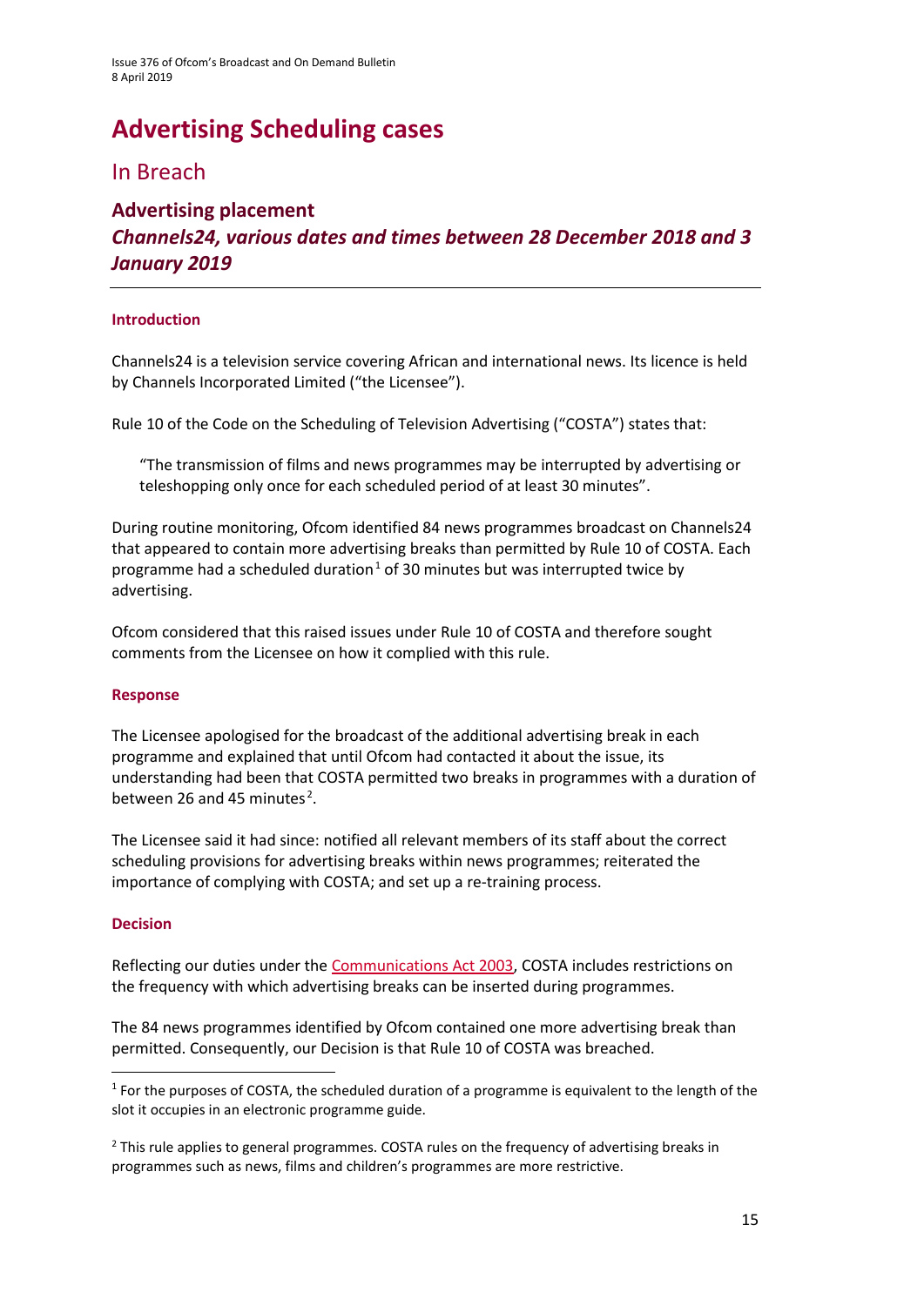# Advertising Scheduling cases

## In Breach

### Advertising placement

### *Channels24, various dates and times between 28 December 2018 and 3 January 2019*

#### Introduction

Channels24 is a television service covering African and international news. Its licence is held by Channels Incorporated Limited ("the Licensee").

Rule 10 of the Code on the Scheduling of Television Advertising ("COSTA") states that:

> "The transmission of films and news programmes may be interrupted by advertising or teleshopping only once for each scheduled period of at least 30 minutes".

During routine monitoring, Ofcom identified 84 news programmes broadcast on Channels24 that appeared to contain more advertising breaks than permitted by Rule 10 of COSTA. Each programme had a scheduled duration[1] of 30 minutes but was interrupted twice by advertising.

Ofcom considered that this raised issues under Rule 10 of COSTA and therefore sought comments from the Licensee on how it complied with this rule.

#### Response

The Licensee apologised for the broadcast of the additional advertising break in each programme and explained that until Ofcom had contacted it about the issue, its understanding had been that COSTA permitted two breaks in programmes with a duration of between 26 and 45 minutes[2].

The Licensee said it had since: notified all relevant members of its staff about the correct scheduling provisions for advertising breaks within news programmes; reiterated the importance of complying with COSTA; and set up a re-training process.

#### Decision

Reflecting our duties under the Communications Act 2003, COSTA includes restrictions on the frequency with which advertising breaks can be inserted during programmes.

The 84 news programmes identified by Ofcom contained one more advertising break than permitted. Consequently, our Decision is that Rule 10 of COSTA was breached.

---

[1] For the purposes of COSTA, the scheduled duration of a programme is equivalent to the length of the slot it occupies in an electronic programme guide.

[2] This rule applies to general programmes. COSTA rules on the frequency of advertising breaks in programmes such as news, films and children's programmes are more restrictive.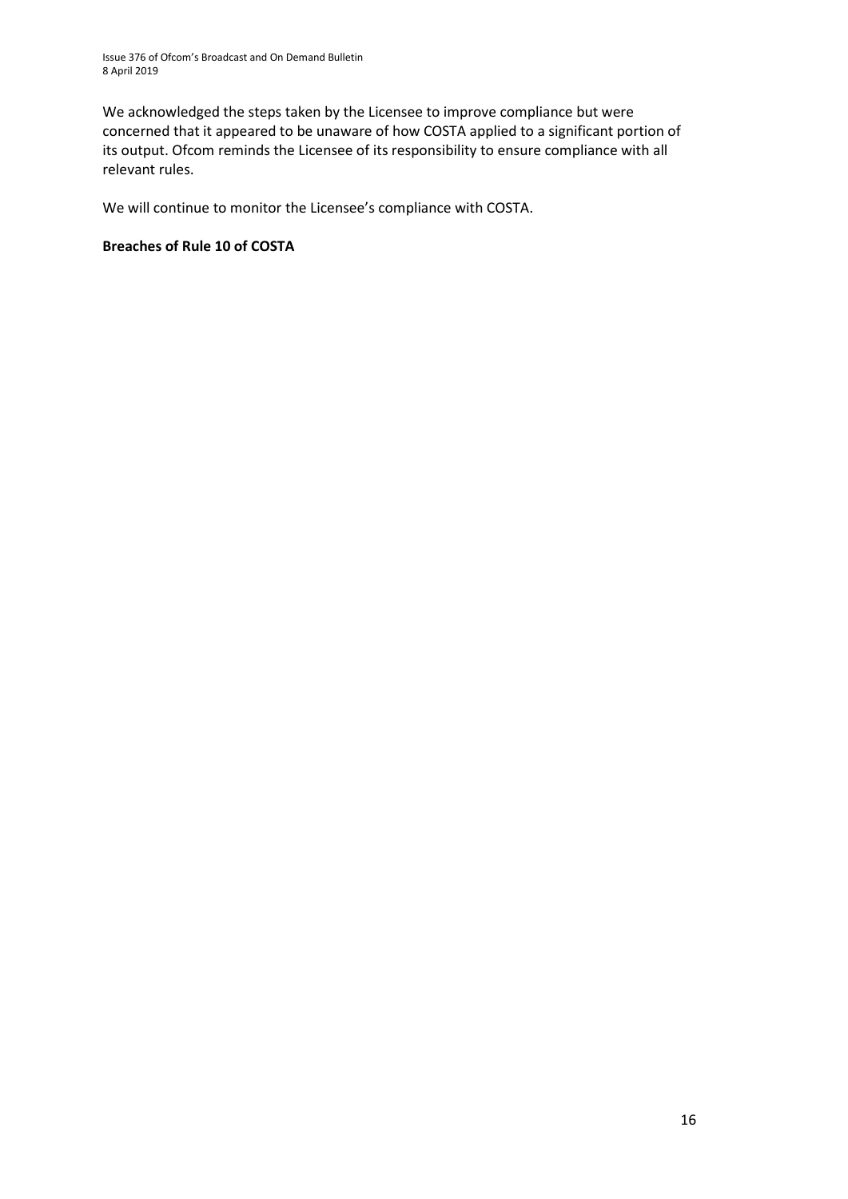We acknowledged the steps taken by the Licensee to improve compliance but were concerned that it appeared to be unaware of how COSTA applied to a significant portion of its output. Ofcom reminds the Licensee of its responsibility to ensure compliance with all relevant rules.

We will continue to monitor the Licensee's compliance with COSTA.

**Breaches of Rule 10 of COSTA**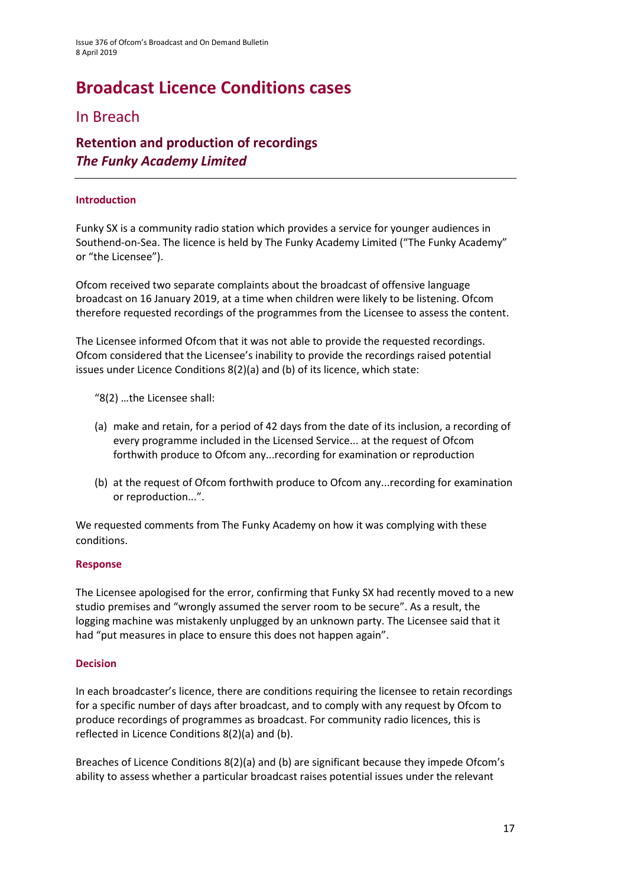# Broadcast Licence Conditions cases

## In Breach

### Retention and production of recordings
### *The Funky Academy Limited*

---

#### Introduction

Funky SX is a community radio station which provides a service for younger audiences in Southend-on-Sea. The licence is held by The Funky Academy Limited ("The Funky Academy" or "the Licensee").

Ofcom received two separate complaints about the broadcast of offensive language broadcast on 16 January 2019, at a time when children were likely to be listening. Ofcom therefore requested recordings of the programmes from the Licensee to assess the content.

The Licensee informed Ofcom that it was not able to provide the requested recordings. Ofcom considered that the Licensee's inability to provide the recordings raised potential issues under Licence Conditions 8(2)(a) and (b) of its licence, which state:

> "8(2) …the Licensee shall:
>
> (a) make and retain, for a period of 42 days from the date of its inclusion, a recording of every programme included in the Licensed Service... at the request of Ofcom forthwith produce to Ofcom any...recording for examination or reproduction
>
> (b) at the request of Ofcom forthwith produce to Ofcom any...recording for examination or reproduction...".

We requested comments from The Funky Academy on how it was complying with these conditions.

#### Response

The Licensee apologised for the error, confirming that Funky SX had recently moved to a new studio premises and "wrongly assumed the server room to be secure". As a result, the logging machine was mistakenly unplugged by an unknown party. The Licensee said that it had "put measures in place to ensure this does not happen again".

#### Decision

In each broadcaster's licence, there are conditions requiring the licensee to retain recordings for a specific number of days after broadcast, and to comply with any request by Ofcom to produce recordings of programmes as broadcast. For community radio licences, this is reflected in Licence Conditions 8(2)(a) and (b).

Breaches of Licence Conditions 8(2)(a) and (b) are significant because they impede Ofcom's ability to assess whether a particular broadcast raises potential issues under the relevant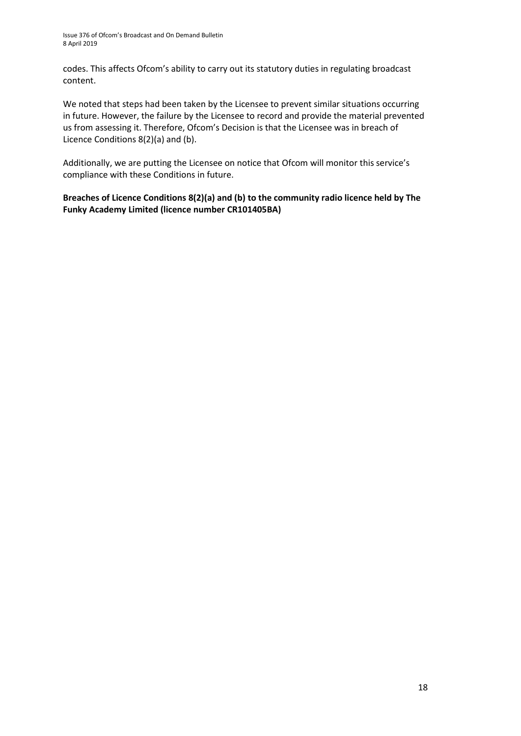codes. This affects Ofcom's ability to carry out its statutory duties in regulating broadcast content.

We noted that steps had been taken by the Licensee to prevent similar situations occurring in future. However, the failure by the Licensee to record and provide the material prevented us from assessing it. Therefore, Ofcom's Decision is that the Licensee was in breach of Licence Conditions 8(2)(a) and (b).

Additionally, we are putting the Licensee on notice that Ofcom will monitor this service's compliance with these Conditions in future.

**Breaches of Licence Conditions 8(2)(a) and (b) to the community radio licence held by The Funky Academy Limited (licence number CR101405BA)**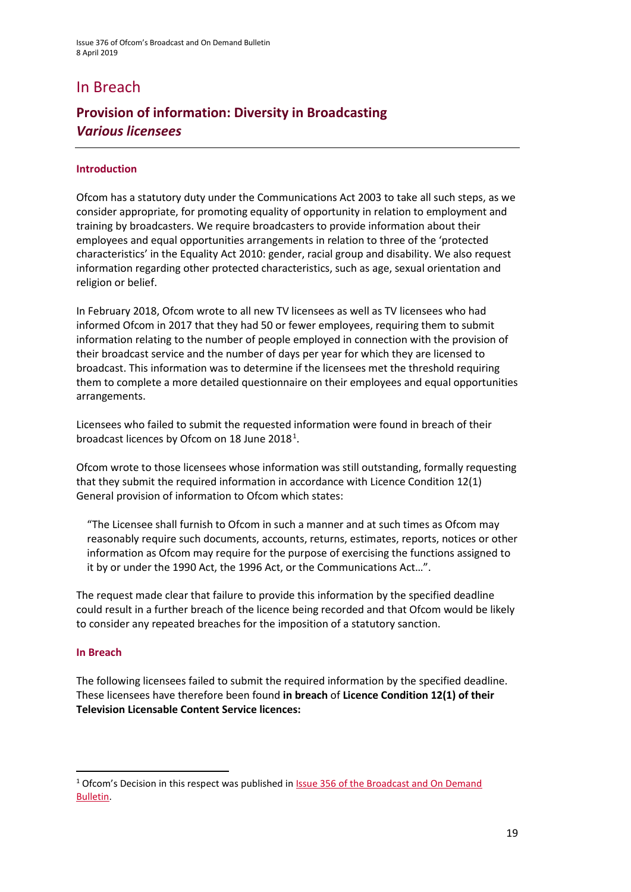# In Breach

## Provision of information: Diversity in Broadcasting
### *Various licensees*

#### Introduction

Ofcom has a statutory duty under the Communications Act 2003 to take all such steps, as we consider appropriate, for promoting equality of opportunity in relation to employment and training by broadcasters. We require broadcasters to provide information about their employees and equal opportunities arrangements in relation to three of the 'protected characteristics' in the Equality Act 2010: gender, racial group and disability. We also request information regarding other protected characteristics, such as age, sexual orientation and religion or belief.

In February 2018, Ofcom wrote to all new TV licensees as well as TV licensees who had informed Ofcom in 2017 that they had 50 or fewer employees, requiring them to submit information relating to the number of people employed in connection with the provision of their broadcast service and the number of days per year for which they are licensed to broadcast. This information was to determine if the licensees met the threshold requiring them to complete a more detailed questionnaire on their employees and equal opportunities arrangements.

Licensees who failed to submit the requested information were found in breach of their broadcast licences by Ofcom on 18 June 2018[1].

Ofcom wrote to those licensees whose information was still outstanding, formally requesting that they submit the required information in accordance with Licence Condition 12(1) General provision of information to Ofcom which states:

> "The Licensee shall furnish to Ofcom in such a manner and at such times as Ofcom may reasonably require such documents, accounts, returns, estimates, reports, notices or other information as Ofcom may require for the purpose of exercising the functions assigned to it by or under the 1990 Act, the 1996 Act, or the Communications Act…".

The request made clear that failure to provide this information by the specified deadline could result in a further breach of the licence being recorded and that Ofcom would be likely to consider any repeated breaches for the imposition of a statutory sanction.

#### In Breach

The following licensees failed to submit the required information by the specified deadline. These licensees have therefore been found **in breach** of **Licence Condition 12(1) of their Television Licensable Content Service licences:**

---

[1] Ofcom's Decision in this respect was published in Issue 356 of the Broadcast and On Demand Bulletin.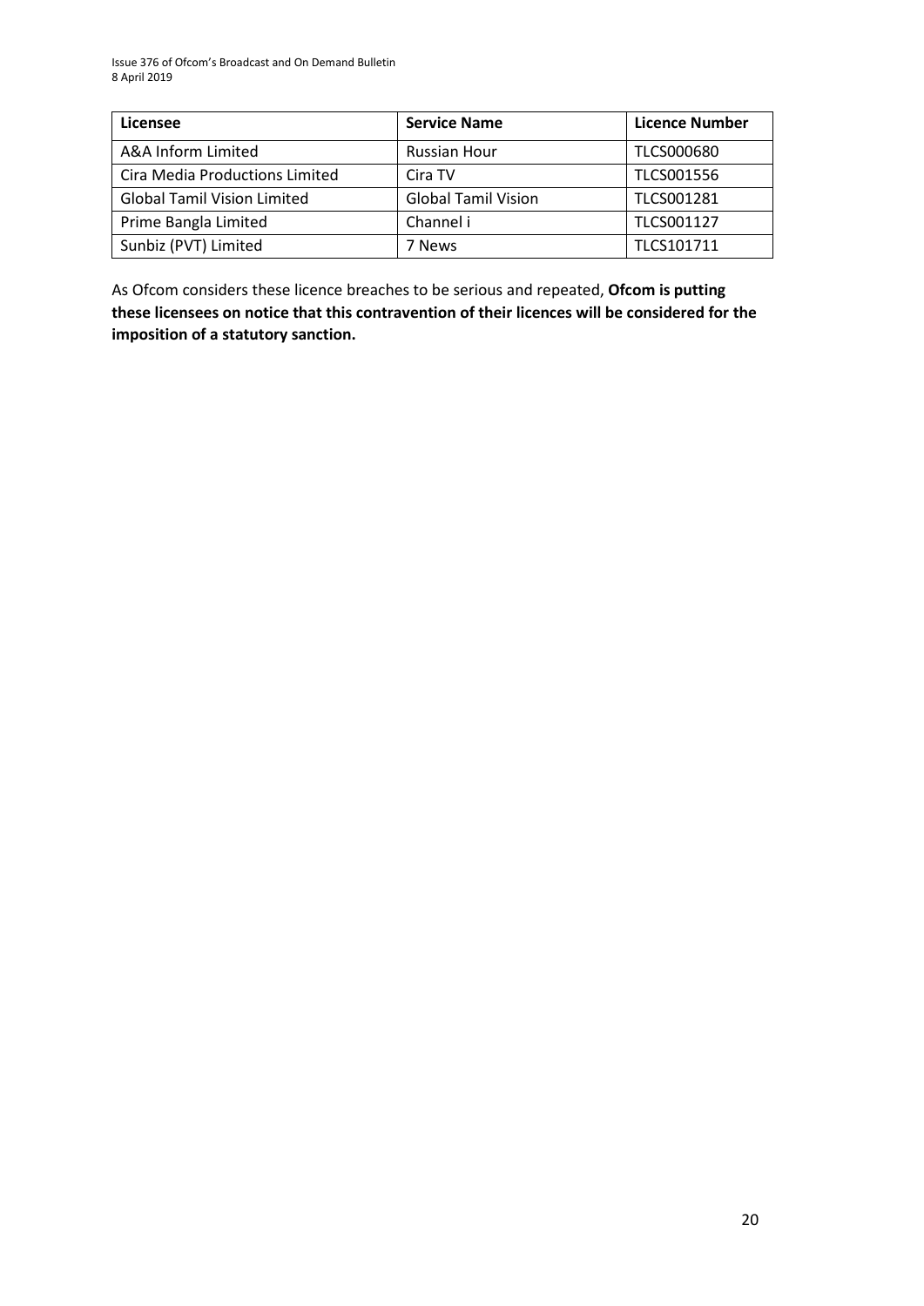| Licensee | Service Name | Licence Number |
|---|---|---|
| A&A Inform Limited | Russian Hour | TLCS000680 |
| Cira Media Productions Limited | Cira TV | TLCS001556 |
| Global Tamil Vision Limited | Global Tamil Vision | TLCS001281 |
| Prime Bangla Limited | Channel i | TLCS001127 |
| Sunbiz (PVT) Limited | 7 News | TLCS101711 |

As Ofcom considers these licence breaches to be serious and repeated, **Ofcom is putting these licensees on notice that this contravention of their licences will be considered for the imposition of a statutory sanction.**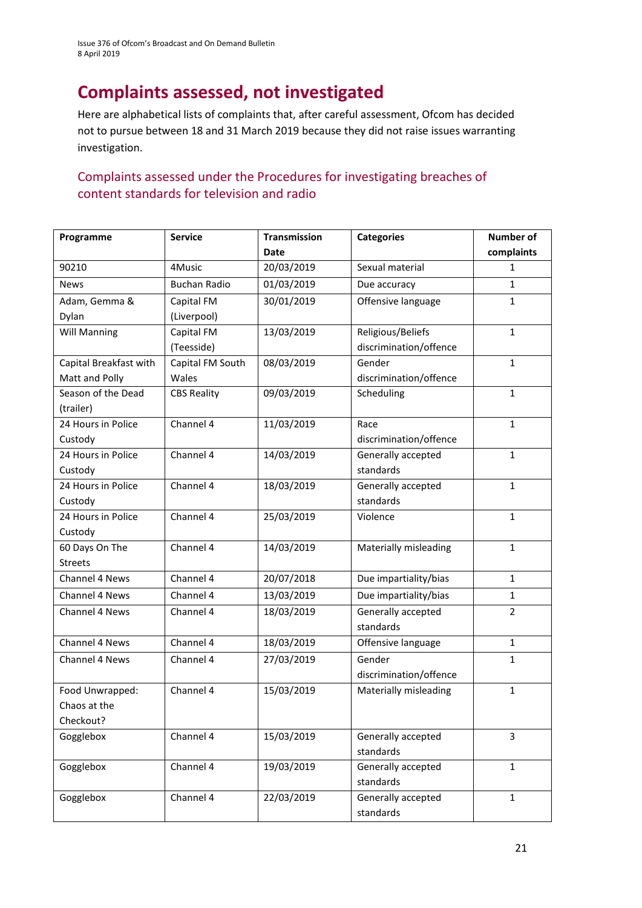# Complaints assessed, not investigated

Here are alphabetical lists of complaints that, after careful assessment, Ofcom has decided not to pursue between 18 and 31 March 2019 because they did not raise issues warranting investigation.

## Complaints assessed under the Procedures for investigating breaches of content standards for television and radio

| Programme | Service | Transmission Date | Categories | Number of complaints |
|---|---|---|---|---|
| 90210 | 4Music | 20/03/2019 | Sexual material | 1 |
| News | Buchan Radio | 01/03/2019 | Due accuracy | 1 |
| Adam, Gemma & Dylan | Capital FM (Liverpool) | 30/01/2019 | Offensive language | 1 |
| Will Manning | Capital FM (Teesside) | 13/03/2019 | Religious/Beliefs discrimination/offence | 1 |
| Capital Breakfast with Matt and Polly | Capital FM South Wales | 08/03/2019 | Gender discrimination/offence | 1 |
| Season of the Dead (trailer) | CBS Reality | 09/03/2019 | Scheduling | 1 |
| 24 Hours in Police Custody | Channel 4 | 11/03/2019 | Race discrimination/offence | 1 |
| 24 Hours in Police Custody | Channel 4 | 14/03/2019 | Generally accepted standards | 1 |
| 24 Hours in Police Custody | Channel 4 | 18/03/2019 | Generally accepted standards | 1 |
| 24 Hours in Police Custody | Channel 4 | 25/03/2019 | Violence | 1 |
| 60 Days On The Streets | Channel 4 | 14/03/2019 | Materially misleading | 1 |
| Channel 4 News | Channel 4 | 20/07/2018 | Due impartiality/bias | 1 |
| Channel 4 News | Channel 4 | 13/03/2019 | Due impartiality/bias | 1 |
| Channel 4 News | Channel 4 | 18/03/2019 | Generally accepted standards | 2 |
| Channel 4 News | Channel 4 | 18/03/2019 | Offensive language | 1 |
| Channel 4 News | Channel 4 | 27/03/2019 | Gender discrimination/offence | 1 |
| Food Unwrapped: Chaos at the Checkout? | Channel 4 | 15/03/2019 | Materially misleading | 1 |
| Gogglebox | Channel 4 | 15/03/2019 | Generally accepted standards | 3 |
| Gogglebox | Channel 4 | 19/03/2019 | Generally accepted standards | 1 |
| Gogglebox | Channel 4 | 22/03/2019 | Generally accepted standards | 1 |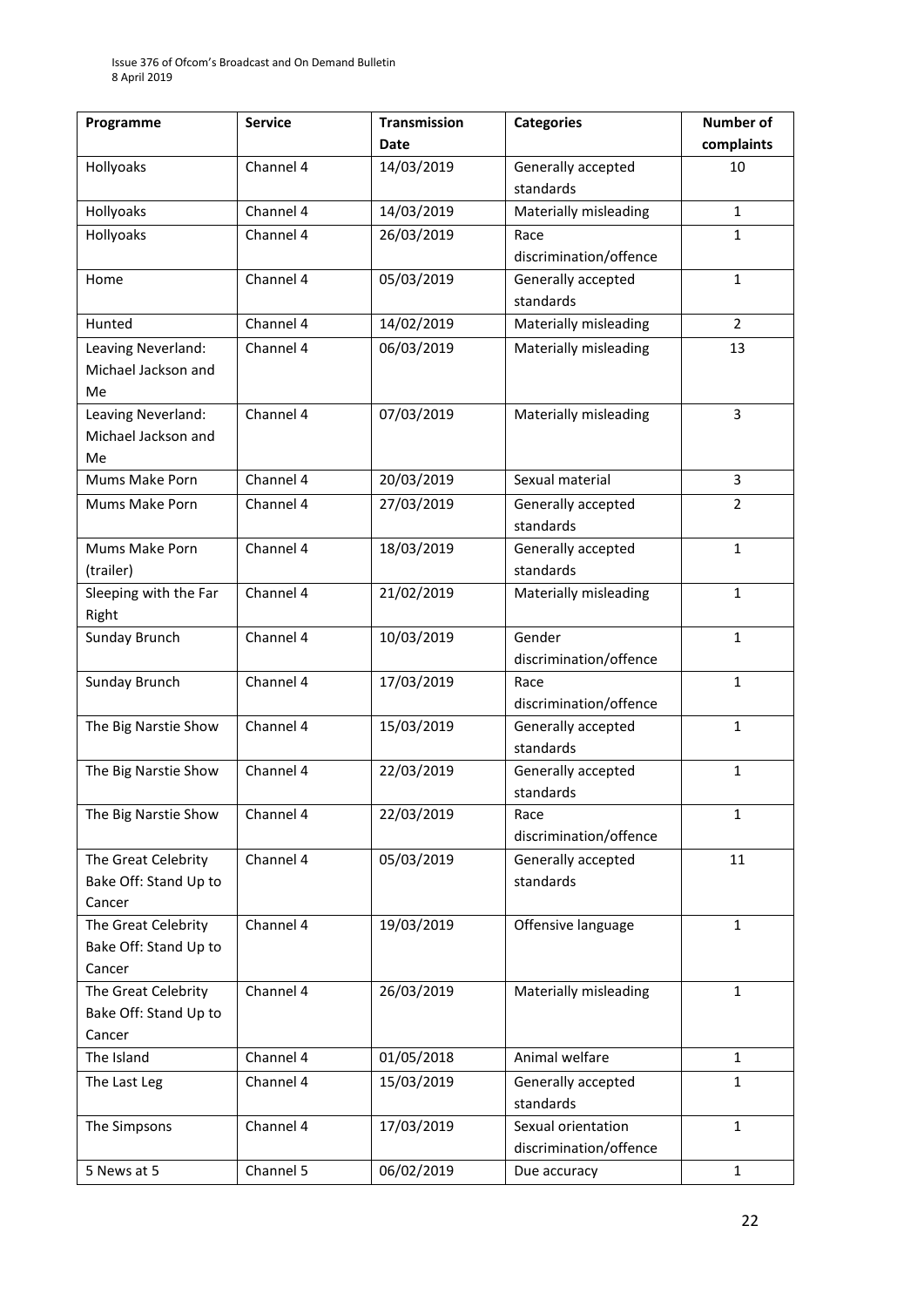| Programme | Service | Transmission Date | Categories | Number of complaints |
|---|---|---|---|---|
| Hollyoaks | Channel 4 | 14/03/2019 | Generally accepted standards | 10 |
| Hollyoaks | Channel 4 | 14/03/2019 | Materially misleading | 1 |
| Hollyoaks | Channel 4 | 26/03/2019 | Race discrimination/offence | 1 |
| Home | Channel 4 | 05/03/2019 | Generally accepted standards | 1 |
| Hunted | Channel 4 | 14/02/2019 | Materially misleading | 2 |
| Leaving Neverland: Michael Jackson and Me | Channel 4 | 06/03/2019 | Materially misleading | 13 |
| Leaving Neverland: Michael Jackson and Me | Channel 4 | 07/03/2019 | Materially misleading | 3 |
| Mums Make Porn | Channel 4 | 20/03/2019 | Sexual material | 3 |
| Mums Make Porn | Channel 4 | 27/03/2019 | Generally accepted standards | 2 |
| Mums Make Porn (trailer) | Channel 4 | 18/03/2019 | Generally accepted standards | 1 |
| Sleeping with the Far Right | Channel 4 | 21/02/2019 | Materially misleading | 1 |
| Sunday Brunch | Channel 4 | 10/03/2019 | Gender discrimination/offence | 1 |
| Sunday Brunch | Channel 4 | 17/03/2019 | Race discrimination/offence | 1 |
| The Big Narstie Show | Channel 4 | 15/03/2019 | Generally accepted standards | 1 |
| The Big Narstie Show | Channel 4 | 22/03/2019 | Generally accepted standards | 1 |
| The Big Narstie Show | Channel 4 | 22/03/2019 | Race discrimination/offence | 1 |
| The Great Celebrity Bake Off: Stand Up to Cancer | Channel 4 | 05/03/2019 | Generally accepted standards | 11 |
| The Great Celebrity Bake Off: Stand Up to Cancer | Channel 4 | 19/03/2019 | Offensive language | 1 |
| The Great Celebrity Bake Off: Stand Up to Cancer | Channel 4 | 26/03/2019 | Materially misleading | 1 |
| The Island | Channel 4 | 01/05/2018 | Animal welfare | 1 |
| The Last Leg | Channel 4 | 15/03/2019 | Generally accepted standards | 1 |
| The Simpsons | Channel 4 | 17/03/2019 | Sexual orientation discrimination/offence | 1 |
| 5 News at 5 | Channel 5 | 06/02/2019 | Due accuracy | 1 |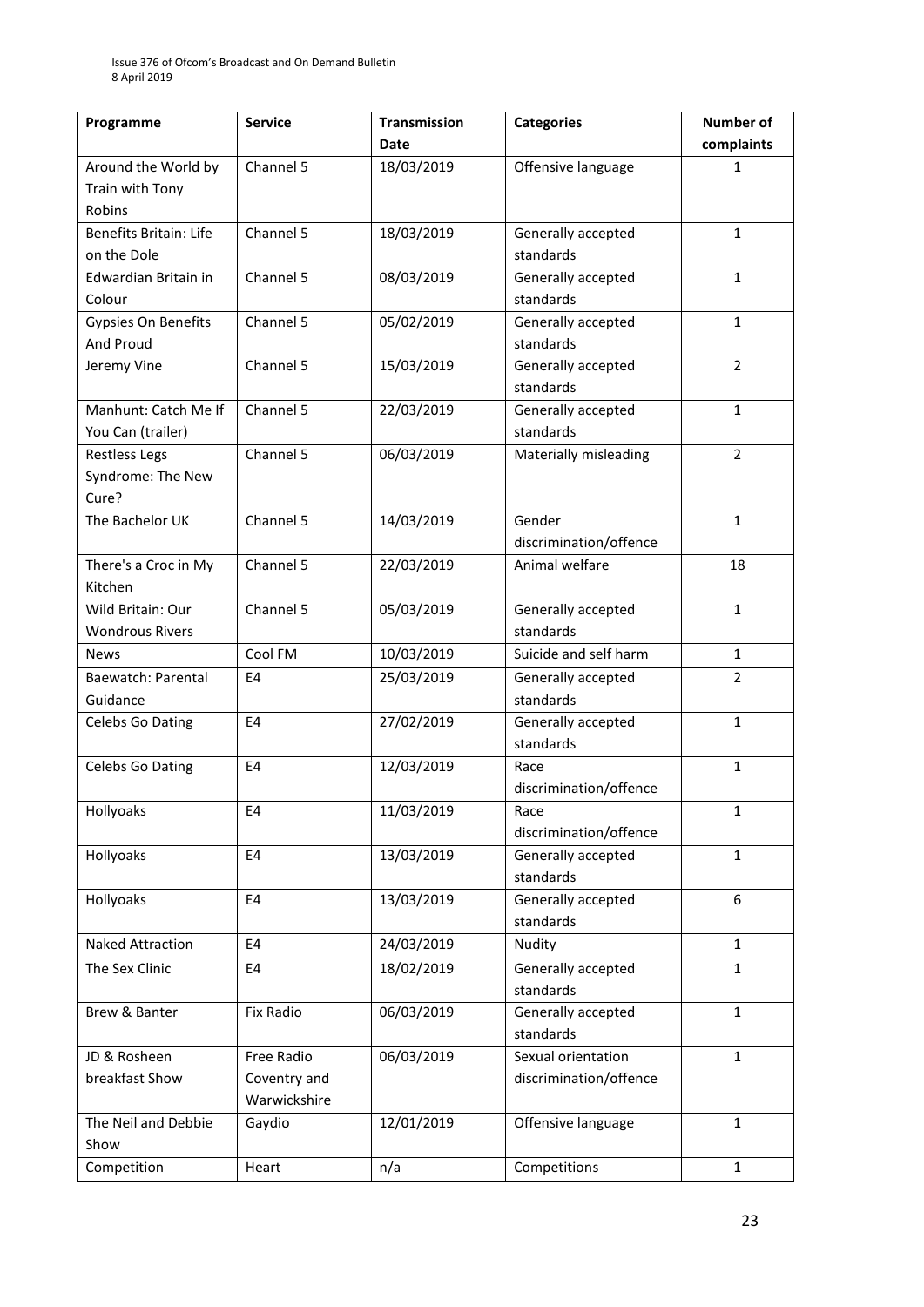| Programme | Service | Transmission Date | Categories | Number of complaints |
|---|---|---|---|---|
| Around the World by Train with Tony Robins | Channel 5 | 18/03/2019 | Offensive language | 1 |
| Benefits Britain: Life on the Dole | Channel 5 | 18/03/2019 | Generally accepted standards | 1 |
| Edwardian Britain in Colour | Channel 5 | 08/03/2019 | Generally accepted standards | 1 |
| Gypsies On Benefits And Proud | Channel 5 | 05/02/2019 | Generally accepted standards | 1 |
| Jeremy Vine | Channel 5 | 15/03/2019 | Generally accepted standards | 2 |
| Manhunt: Catch Me If You Can (trailer) | Channel 5 | 22/03/2019 | Generally accepted standards | 1 |
| Restless Legs Syndrome: The New Cure? | Channel 5 | 06/03/2019 | Materially misleading | 2 |
| The Bachelor UK | Channel 5 | 14/03/2019 | Gender discrimination/offence | 1 |
| There's a Croc in My Kitchen | Channel 5 | 22/03/2019 | Animal welfare | 18 |
| Wild Britain: Our Wondrous Rivers | Channel 5 | 05/03/2019 | Generally accepted standards | 1 |
| News | Cool FM | 10/03/2019 | Suicide and self harm | 1 |
| Baewatch: Parental Guidance | E4 | 25/03/2019 | Generally accepted standards | 2 |
| Celebs Go Dating | E4 | 27/02/2019 | Generally accepted standards | 1 |
| Celebs Go Dating | E4 | 12/03/2019 | Race discrimination/offence | 1 |
| Hollyoaks | E4 | 11/03/2019 | Race discrimination/offence | 1 |
| Hollyoaks | E4 | 13/03/2019 | Generally accepted standards | 1 |
| Hollyoaks | E4 | 13/03/2019 | Generally accepted standards | 6 |
| Naked Attraction | E4 | 24/03/2019 | Nudity | 1 |
| The Sex Clinic | E4 | 18/02/2019 | Generally accepted standards | 1 |
| Brew & Banter | Fix Radio | 06/03/2019 | Generally accepted standards | 1 |
| JD & Rosheen breakfast Show | Free Radio Coventry and Warwickshire | 06/03/2019 | Sexual orientation discrimination/offence | 1 |
| The Neil and Debbie Show | Gaydio | 12/01/2019 | Offensive language | 1 |
| Competition | Heart | n/a | Competitions | 1 |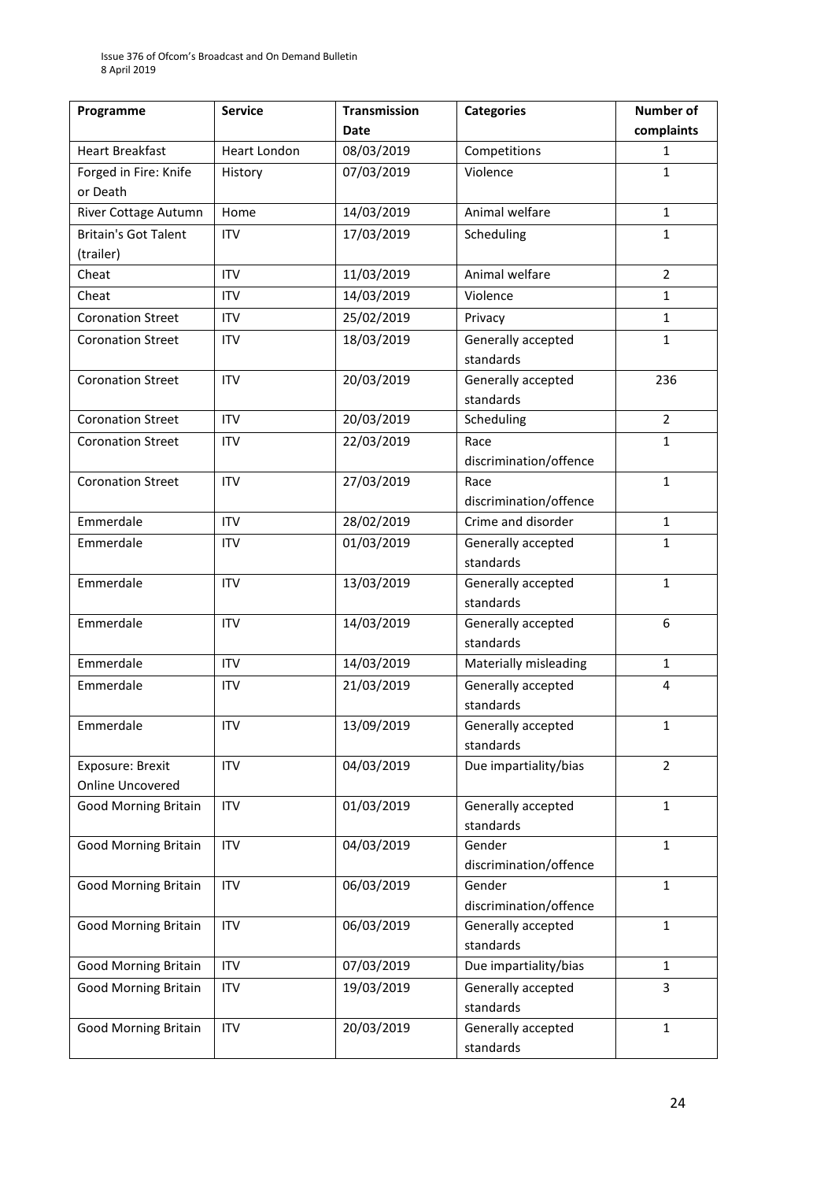| Programme | Service | Transmission Date | Categories | Number of complaints |
|---|---|---|---|---|
| Heart Breakfast | Heart London | 08/03/2019 | Competitions | 1 |
| Forged in Fire: Knife or Death | History | 07/03/2019 | Violence | 1 |
| River Cottage Autumn | Home | 14/03/2019 | Animal welfare | 1 |
| Britain's Got Talent (trailer) | ITV | 17/03/2019 | Scheduling | 1 |
| Cheat | ITV | 11/03/2019 | Animal welfare | 2 |
| Cheat | ITV | 14/03/2019 | Violence | 1 |
| Coronation Street | ITV | 25/02/2019 | Privacy | 1 |
| Coronation Street | ITV | 18/03/2019 | Generally accepted standards | 1 |
| Coronation Street | ITV | 20/03/2019 | Generally accepted standards | 236 |
| Coronation Street | ITV | 20/03/2019 | Scheduling | 2 |
| Coronation Street | ITV | 22/03/2019 | Race discrimination/offence | 1 |
| Coronation Street | ITV | 27/03/2019 | Race discrimination/offence | 1 |
| Emmerdale | ITV | 28/02/2019 | Crime and disorder | 1 |
| Emmerdale | ITV | 01/03/2019 | Generally accepted standards | 1 |
| Emmerdale | ITV | 13/03/2019 | Generally accepted standards | 1 |
| Emmerdale | ITV | 14/03/2019 | Generally accepted standards | 6 |
| Emmerdale | ITV | 14/03/2019 | Materially misleading | 1 |
| Emmerdale | ITV | 21/03/2019 | Generally accepted standards | 4 |
| Emmerdale | ITV | 13/09/2019 | Generally accepted standards | 1 |
| Exposure: Brexit Online Uncovered | ITV | 04/03/2019 | Due impartiality/bias | 2 |
| Good Morning Britain | ITV | 01/03/2019 | Generally accepted standards | 1 |
| Good Morning Britain | ITV | 04/03/2019 | Gender discrimination/offence | 1 |
| Good Morning Britain | ITV | 06/03/2019 | Gender discrimination/offence | 1 |
| Good Morning Britain | ITV | 06/03/2019 | Generally accepted standards | 1 |
| Good Morning Britain | ITV | 07/03/2019 | Due impartiality/bias | 1 |
| Good Morning Britain | ITV | 19/03/2019 | Generally accepted standards | 3 |
| Good Morning Britain | ITV | 20/03/2019 | Generally accepted standards | 1 |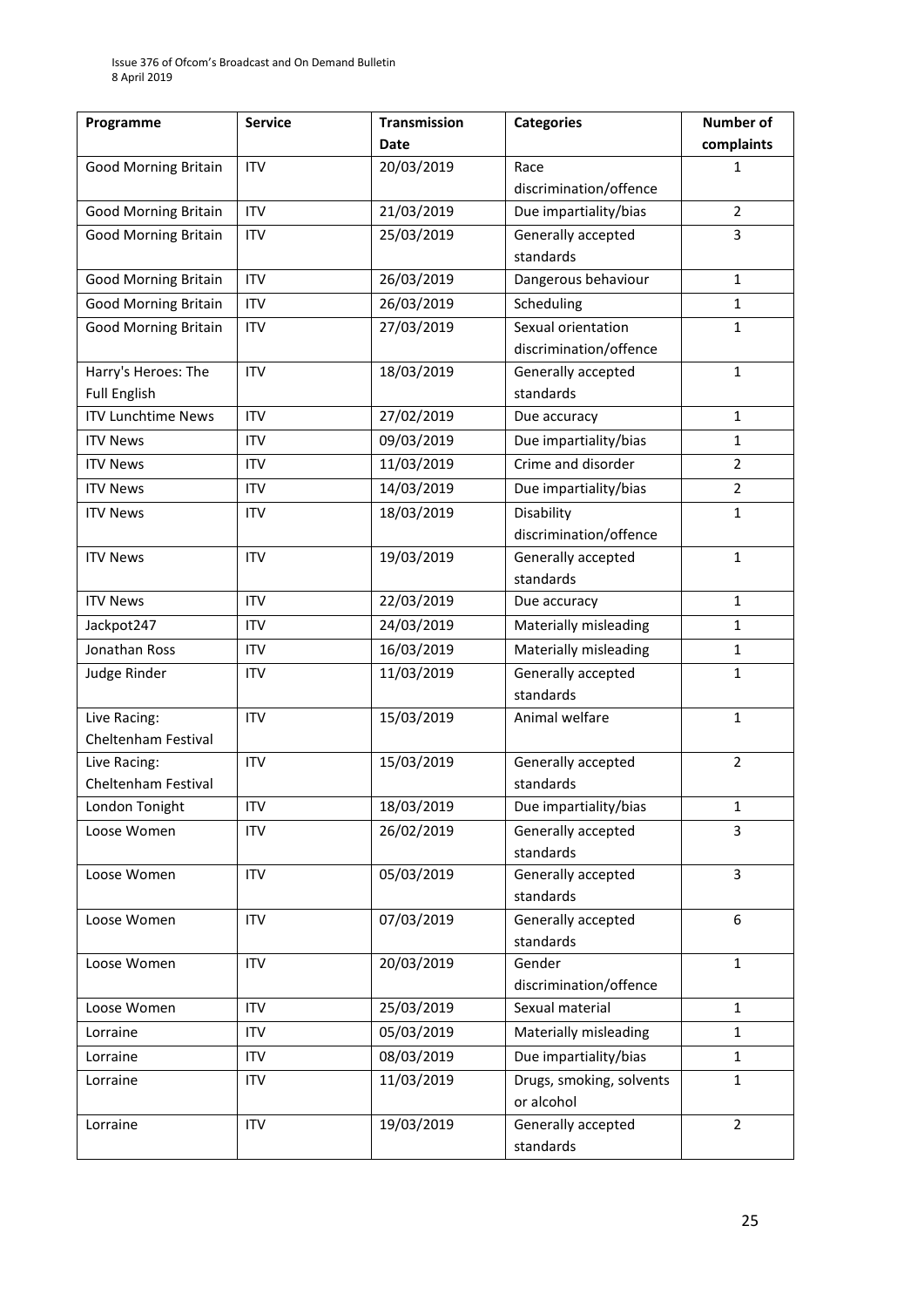| Programme | Service | Transmission Date | Categories | Number of complaints |
|---|---|---|---|---|
| Good Morning Britain | ITV | 20/03/2019 | Race discrimination/offence | 1 |
| Good Morning Britain | ITV | 21/03/2019 | Due impartiality/bias | 2 |
| Good Morning Britain | ITV | 25/03/2019 | Generally accepted standards | 3 |
| Good Morning Britain | ITV | 26/03/2019 | Dangerous behaviour | 1 |
| Good Morning Britain | ITV | 26/03/2019 | Scheduling | 1 |
| Good Morning Britain | ITV | 27/03/2019 | Sexual orientation discrimination/offence | 1 |
| Harry's Heroes: The Full English | ITV | 18/03/2019 | Generally accepted standards | 1 |
| ITV Lunchtime News | ITV | 27/02/2019 | Due accuracy | 1 |
| ITV News | ITV | 09/03/2019 | Due impartiality/bias | 1 |
| ITV News | ITV | 11/03/2019 | Crime and disorder | 2 |
| ITV News | ITV | 14/03/2019 | Due impartiality/bias | 2 |
| ITV News | ITV | 18/03/2019 | Disability discrimination/offence | 1 |
| ITV News | ITV | 19/03/2019 | Generally accepted standards | 1 |
| ITV News | ITV | 22/03/2019 | Due accuracy | 1 |
| Jackpot247 | ITV | 24/03/2019 | Materially misleading | 1 |
| Jonathan Ross | ITV | 16/03/2019 | Materially misleading | 1 |
| Judge Rinder | ITV | 11/03/2019 | Generally accepted standards | 1 |
| Live Racing: Cheltenham Festival | ITV | 15/03/2019 | Animal welfare | 1 |
| Live Racing: Cheltenham Festival | ITV | 15/03/2019 | Generally accepted standards | 2 |
| London Tonight | ITV | 18/03/2019 | Due impartiality/bias | 1 |
| Loose Women | ITV | 26/02/2019 | Generally accepted standards | 3 |
| Loose Women | ITV | 05/03/2019 | Generally accepted standards | 3 |
| Loose Women | ITV | 07/03/2019 | Generally accepted standards | 6 |
| Loose Women | ITV | 20/03/2019 | Gender discrimination/offence | 1 |
| Loose Women | ITV | 25/03/2019 | Sexual material | 1 |
| Lorraine | ITV | 05/03/2019 | Materially misleading | 1 |
| Lorraine | ITV | 08/03/2019 | Due impartiality/bias | 1 |
| Lorraine | ITV | 11/03/2019 | Drugs, smoking, solvents or alcohol | 1 |
| Lorraine | ITV | 19/03/2019 | Generally accepted standards | 2 |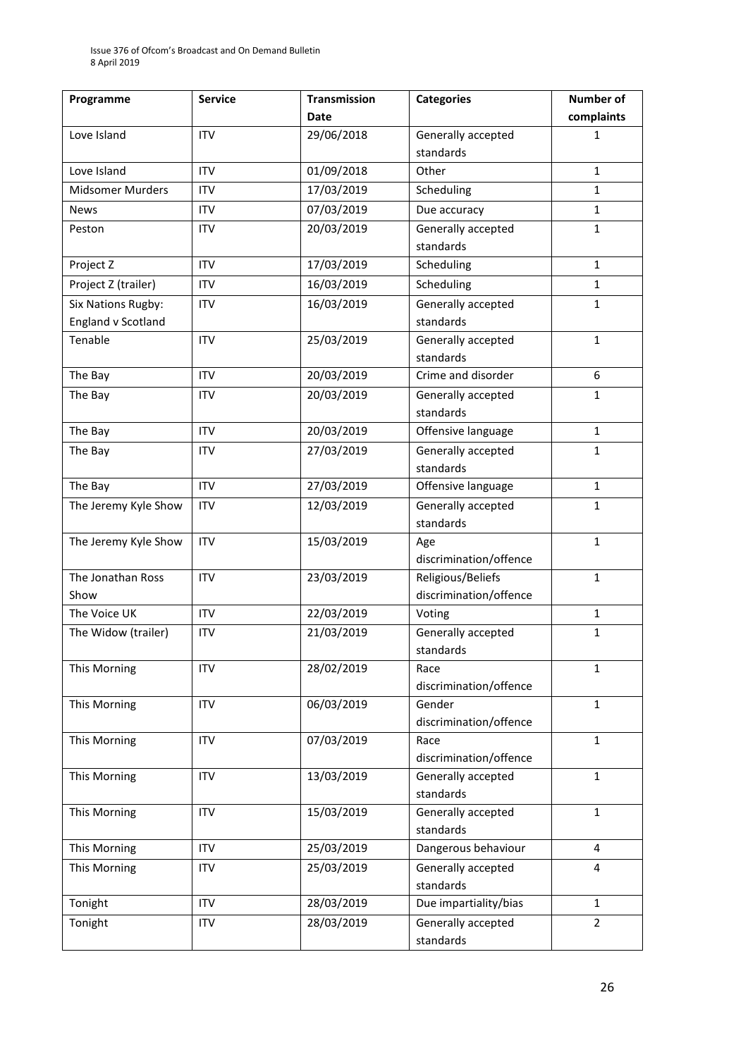| Programme | Service | Transmission Date | Categories | Number of complaints |
|---|---|---|---|---|
| Love Island | ITV | 29/06/2018 | Generally accepted standards | 1 |
| Love Island | ITV | 01/09/2018 | Other | 1 |
| Midsomer Murders | ITV | 17/03/2019 | Scheduling | 1 |
| News | ITV | 07/03/2019 | Due accuracy | 1 |
| Peston | ITV | 20/03/2019 | Generally accepted standards | 1 |
| Project Z | ITV | 17/03/2019 | Scheduling | 1 |
| Project Z (trailer) | ITV | 16/03/2019 | Scheduling | 1 |
| Six Nations Rugby: England v Scotland | ITV | 16/03/2019 | Generally accepted standards | 1 |
| Tenable | ITV | 25/03/2019 | Generally accepted standards | 1 |
| The Bay | ITV | 20/03/2019 | Crime and disorder | 6 |
| The Bay | ITV | 20/03/2019 | Generally accepted standards | 1 |
| The Bay | ITV | 20/03/2019 | Offensive language | 1 |
| The Bay | ITV | 27/03/2019 | Generally accepted standards | 1 |
| The Bay | ITV | 27/03/2019 | Offensive language | 1 |
| The Jeremy Kyle Show | ITV | 12/03/2019 | Generally accepted standards | 1 |
| The Jeremy Kyle Show | ITV | 15/03/2019 | Age discrimination/offence | 1 |
| The Jonathan Ross Show | ITV | 23/03/2019 | Religious/Beliefs discrimination/offence | 1 |
| The Voice UK | ITV | 22/03/2019 | Voting | 1 |
| The Widow (trailer) | ITV | 21/03/2019 | Generally accepted standards | 1 |
| This Morning | ITV | 28/02/2019 | Race discrimination/offence | 1 |
| This Morning | ITV | 06/03/2019 | Gender discrimination/offence | 1 |
| This Morning | ITV | 07/03/2019 | Race discrimination/offence | 1 |
| This Morning | ITV | 13/03/2019 | Generally accepted standards | 1 |
| This Morning | ITV | 15/03/2019 | Generally accepted standards | 1 |
| This Morning | ITV | 25/03/2019 | Dangerous behaviour | 4 |
| This Morning | ITV | 25/03/2019 | Generally accepted standards | 4 |
| Tonight | ITV | 28/03/2019 | Due impartiality/bias | 1 |
| Tonight | ITV | 28/03/2019 | Generally accepted standards | 2 |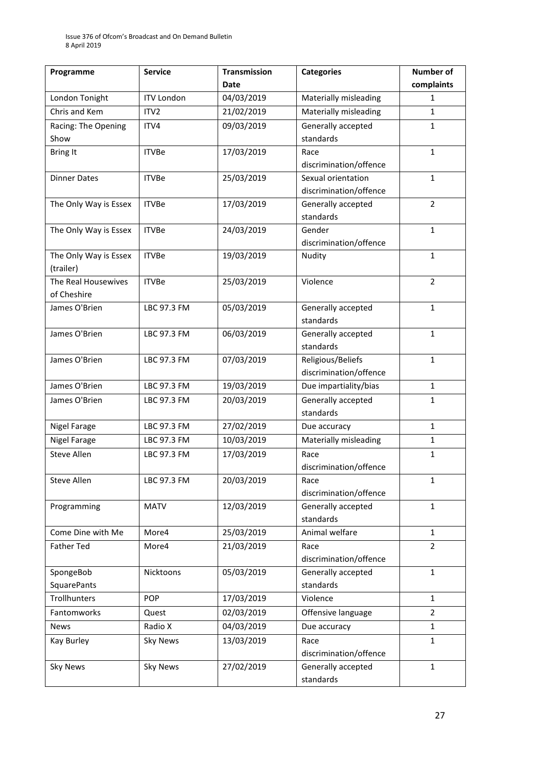| Programme | Service | Transmission Date | Categories | Number of complaints |
|---|---|---|---|---|
| London Tonight | ITV London | 04/03/2019 | Materially misleading | 1 |
| Chris and Kem | ITV2 | 21/02/2019 | Materially misleading | 1 |
| Racing: The Opening Show | ITV4 | 09/03/2019 | Generally accepted standards | 1 |
| Bring It | ITVBe | 17/03/2019 | Race discrimination/offence | 1 |
| Dinner Dates | ITVBe | 25/03/2019 | Sexual orientation discrimination/offence | 1 |
| The Only Way is Essex | ITVBe | 17/03/2019 | Generally accepted standards | 2 |
| The Only Way is Essex | ITVBe | 24/03/2019 | Gender discrimination/offence | 1 |
| The Only Way is Essex (trailer) | ITVBe | 19/03/2019 | Nudity | 1 |
| The Real Housewives of Cheshire | ITVBe | 25/03/2019 | Violence | 2 |
| James O'Brien | LBC 97.3 FM | 05/03/2019 | Generally accepted standards | 1 |
| James O'Brien | LBC 97.3 FM | 06/03/2019 | Generally accepted standards | 1 |
| James O'Brien | LBC 97.3 FM | 07/03/2019 | Religious/Beliefs discrimination/offence | 1 |
| James O'Brien | LBC 97.3 FM | 19/03/2019 | Due impartiality/bias | 1 |
| James O'Brien | LBC 97.3 FM | 20/03/2019 | Generally accepted standards | 1 |
| Nigel Farage | LBC 97.3 FM | 27/02/2019 | Due accuracy | 1 |
| Nigel Farage | LBC 97.3 FM | 10/03/2019 | Materially misleading | 1 |
| Steve Allen | LBC 97.3 FM | 17/03/2019 | Race discrimination/offence | 1 |
| Steve Allen | LBC 97.3 FM | 20/03/2019 | Race discrimination/offence | 1 |
| Programming | MATV | 12/03/2019 | Generally accepted standards | 1 |
| Come Dine with Me | More4 | 25/03/2019 | Animal welfare | 1 |
| Father Ted | More4 | 21/03/2019 | Race discrimination/offence | 2 |
| SpongeBob SquarePants | Nicktoons | 05/03/2019 | Generally accepted standards | 1 |
| Trollhunters | POP | 17/03/2019 | Violence | 1 |
| Fantomworks | Quest | 02/03/2019 | Offensive language | 2 |
| News | Radio X | 04/03/2019 | Due accuracy | 1 |
| Kay Burley | Sky News | 13/03/2019 | Race discrimination/offence | 1 |
| Sky News | Sky News | 27/02/2019 | Generally accepted standards | 1 |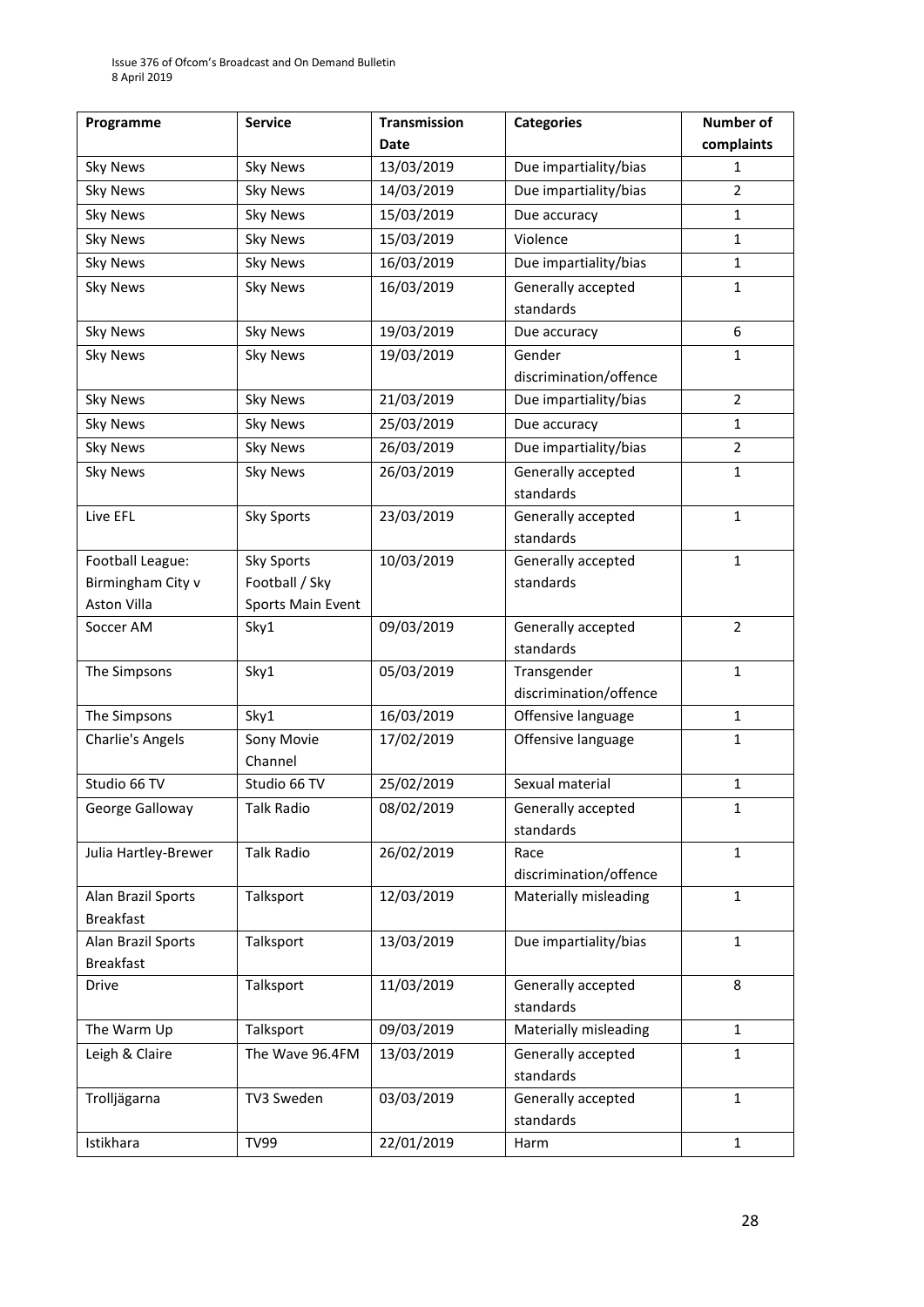| Programme | Service | Transmission Date | Categories | Number of complaints |
| --- | --- | --- | --- | --- |
| Sky News | Sky News | 13/03/2019 | Due impartiality/bias | 1 |
| Sky News | Sky News | 14/03/2019 | Due impartiality/bias | 2 |
| Sky News | Sky News | 15/03/2019 | Due accuracy | 1 |
| Sky News | Sky News | 15/03/2019 | Violence | 1 |
| Sky News | Sky News | 16/03/2019 | Due impartiality/bias | 1 |
| Sky News | Sky News | 16/03/2019 | Generally accepted standards | 1 |
| Sky News | Sky News | 19/03/2019 | Due accuracy | 6 |
| Sky News | Sky News | 19/03/2019 | Gender discrimination/offence | 1 |
| Sky News | Sky News | 21/03/2019 | Due impartiality/bias | 2 |
| Sky News | Sky News | 25/03/2019 | Due accuracy | 1 |
| Sky News | Sky News | 26/03/2019 | Due impartiality/bias | 2 |
| Sky News | Sky News | 26/03/2019 | Generally accepted standards | 1 |
| Live EFL | Sky Sports | 23/03/2019 | Generally accepted standards | 1 |
| Football League: Birmingham City v Aston Villa | Sky Sports Football / Sky Sports Main Event | 10/03/2019 | Generally accepted standards | 1 |
| Soccer AM | Sky1 | 09/03/2019 | Generally accepted standards | 2 |
| The Simpsons | Sky1 | 05/03/2019 | Transgender discrimination/offence | 1 |
| The Simpsons | Sky1 | 16/03/2019 | Offensive language | 1 |
| Charlie's Angels | Sony Movie Channel | 17/02/2019 | Offensive language | 1 |
| Studio 66 TV | Studio 66 TV | 25/02/2019 | Sexual material | 1 |
| George Galloway | Talk Radio | 08/02/2019 | Generally accepted standards | 1 |
| Julia Hartley-Brewer | Talk Radio | 26/02/2019 | Race discrimination/offence | 1 |
| Alan Brazil Sports Breakfast | Talksport | 12/03/2019 | Materially misleading | 1 |
| Alan Brazil Sports Breakfast | Talksport | 13/03/2019 | Due impartiality/bias | 1 |
| Drive | Talksport | 11/03/2019 | Generally accepted standards | 8 |
| The Warm Up | Talksport | 09/03/2019 | Materially misleading | 1 |
| Leigh & Claire | The Wave 96.4FM | 13/03/2019 | Generally accepted standards | 1 |
| Trolljägarna | TV3 Sweden | 03/03/2019 | Generally accepted standards | 1 |
| Istikhara | TV99 | 22/01/2019 | Harm | 1 |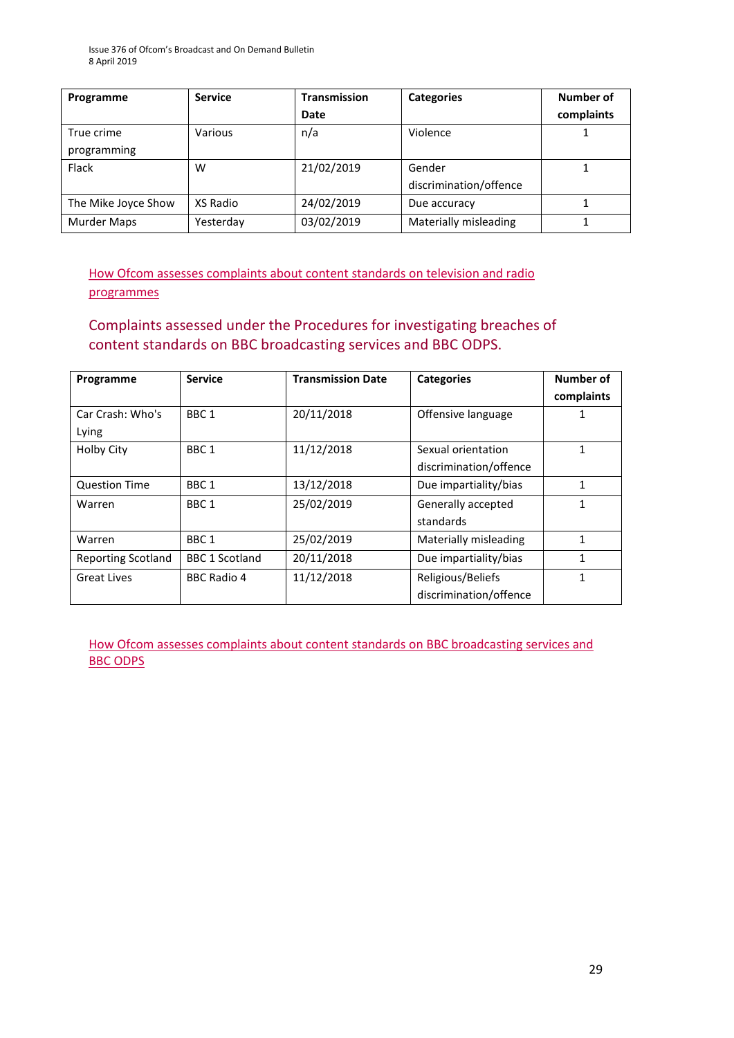| Programme | Service | Transmission Date | Categories | Number of complaints |
|---|---|---|---|---|
| True crime programming | Various | n/a | Violence | 1 |
| Flack | W | 21/02/2019 | Gender discrimination/offence | 1 |
| The Mike Joyce Show | XS Radio | 24/02/2019 | Due accuracy | 1 |
| Murder Maps | Yesterday | 03/02/2019 | Materially misleading | 1 |

How Ofcom assesses complaints about content standards on television and radio programmes

## Complaints assessed under the Procedures for investigating breaches of content standards on BBC broadcasting services and BBC ODPS.

| Programme | Service | Transmission Date | Categories | Number of complaints |
|---|---|---|---|---|
| Car Crash: Who's Lying | BBC 1 | 20/11/2018 | Offensive language | 1 |
| Holby City | BBC 1 | 11/12/2018 | Sexual orientation discrimination/offence | 1 |
| Question Time | BBC 1 | 13/12/2018 | Due impartiality/bias | 1 |
| Warren | BBC 1 | 25/02/2019 | Generally accepted standards | 1 |
| Warren | BBC 1 | 25/02/2019 | Materially misleading | 1 |
| Reporting Scotland | BBC 1 Scotland | 20/11/2018 | Due impartiality/bias | 1 |
| Great Lives | BBC Radio 4 | 11/12/2018 | Religious/Beliefs discrimination/offence | 1 |

How Ofcom assesses complaints about content standards on BBC broadcasting services and BBC ODPS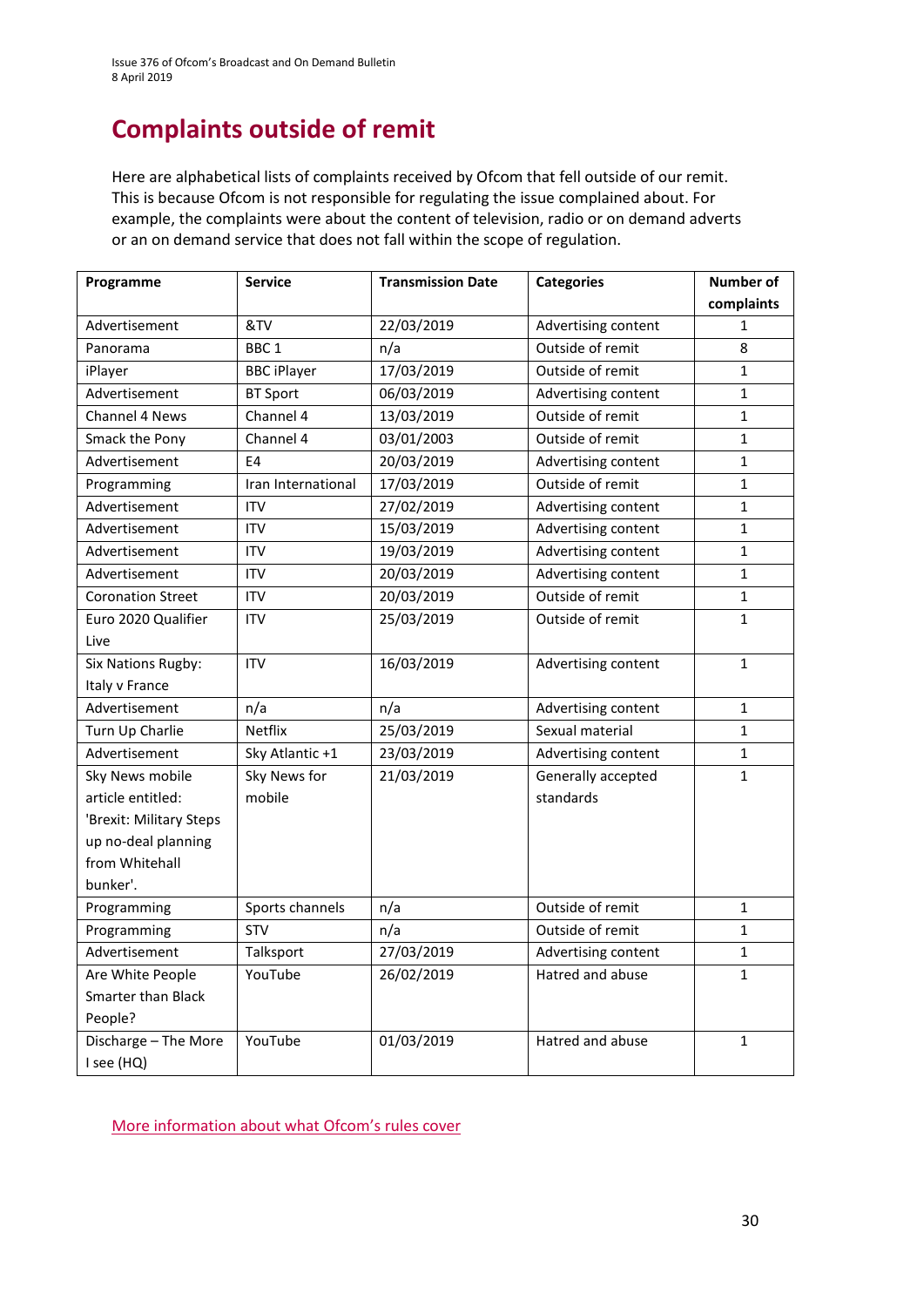# Complaints outside of remit

Here are alphabetical lists of complaints received by Ofcom that fell outside of our remit. This is because Ofcom is not responsible for regulating the issue complained about. For example, the complaints were about the content of television, radio or on demand adverts or an on demand service that does not fall within the scope of regulation.

| Programme | Service | Transmission Date | Categories | Number of complaints |
|---|---|---|---|---|
| Advertisement | &TV | 22/03/2019 | Advertising content | 1 |
| Panorama | BBC 1 | n/a | Outside of remit | 8 |
| iPlayer | BBC iPlayer | 17/03/2019 | Outside of remit | 1 |
| Advertisement | BT Sport | 06/03/2019 | Advertising content | 1 |
| Channel 4 News | Channel 4 | 13/03/2019 | Outside of remit | 1 |
| Smack the Pony | Channel 4 | 03/01/2003 | Outside of remit | 1 |
| Advertisement | E4 | 20/03/2019 | Advertising content | 1 |
| Programming | Iran International | 17/03/2019 | Outside of remit | 1 |
| Advertisement | ITV | 27/02/2019 | Advertising content | 1 |
| Advertisement | ITV | 15/03/2019 | Advertising content | 1 |
| Advertisement | ITV | 19/03/2019 | Advertising content | 1 |
| Advertisement | ITV | 20/03/2019 | Advertising content | 1 |
| Coronation Street | ITV | 20/03/2019 | Outside of remit | 1 |
| Euro 2020 Qualifier Live | ITV | 25/03/2019 | Outside of remit | 1 |
| Six Nations Rugby: Italy v France | ITV | 16/03/2019 | Advertising content | 1 |
| Advertisement | n/a | n/a | Advertising content | 1 |
| Turn Up Charlie | Netflix | 25/03/2019 | Sexual material | 1 |
| Advertisement | Sky Atlantic +1 | 23/03/2019 | Advertising content | 1 |
| Sky News mobile article entitled: 'Brexit: Military Steps up no-deal planning from Whitehall bunker'. | Sky News for mobile | 21/03/2019 | Generally accepted standards | 1 |
| Programming | Sports channels | n/a | Outside of remit | 1 |
| Programming | STV | n/a | Outside of remit | 1 |
| Advertisement | Talksport | 27/03/2019 | Advertising content | 1 |
| Are White People Smarter than Black People? | YouTube | 26/02/2019 | Hatred and abuse | 1 |
| Discharge – The More I see (HQ) | YouTube | 01/03/2019 | Hatred and abuse | 1 |

More information about what Ofcom's rules cover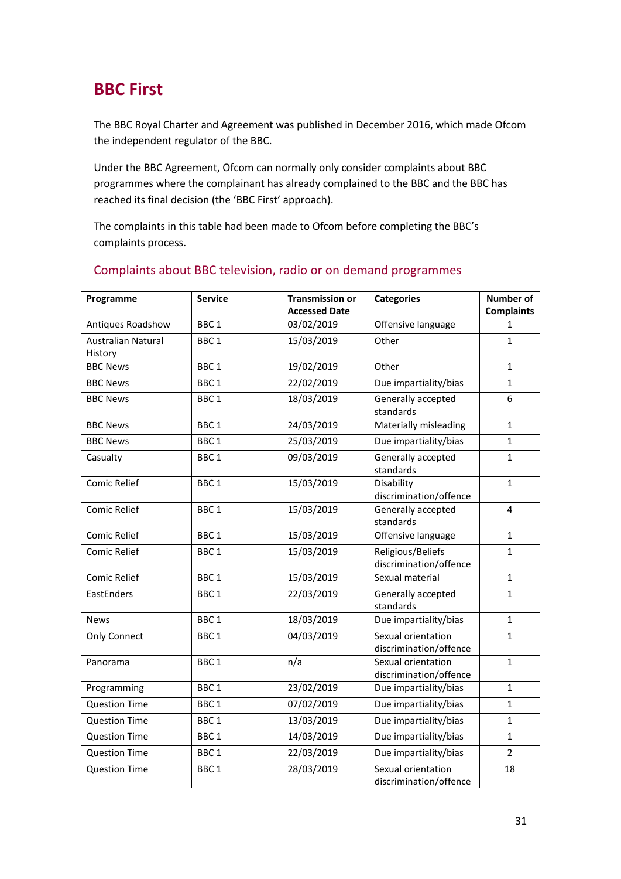## BBC First

The BBC Royal Charter and Agreement was published in December 2016, which made Ofcom the independent regulator of the BBC.

Under the BBC Agreement, Ofcom can normally only consider complaints about BBC programmes where the complainant has already complained to the BBC and the BBC has reached its final decision (the 'BBC First' approach).

The complaints in this table had been made to Ofcom before completing the BBC's complaints process.

### Complaints about BBC television, radio or on demand programmes

| Programme | Service | Transmission or Accessed Date | Categories | Number of Complaints |
|---|---|---|---|---|
| Antiques Roadshow | BBC 1 | 03/02/2019 | Offensive language | 1 |
| Australian Natural History | BBC 1 | 15/03/2019 | Other | 1 |
| BBC News | BBC 1 | 19/02/2019 | Other | 1 |
| BBC News | BBC 1 | 22/02/2019 | Due impartiality/bias | 1 |
| BBC News | BBC 1 | 18/03/2019 | Generally accepted standards | 6 |
| BBC News | BBC 1 | 24/03/2019 | Materially misleading | 1 |
| BBC News | BBC 1 | 25/03/2019 | Due impartiality/bias | 1 |
| Casualty | BBC 1 | 09/03/2019 | Generally accepted standards | 1 |
| Comic Relief | BBC 1 | 15/03/2019 | Disability discrimination/offence | 1 |
| Comic Relief | BBC 1 | 15/03/2019 | Generally accepted standards | 4 |
| Comic Relief | BBC 1 | 15/03/2019 | Offensive language | 1 |
| Comic Relief | BBC 1 | 15/03/2019 | Religious/Beliefs discrimination/offence | 1 |
| Comic Relief | BBC 1 | 15/03/2019 | Sexual material | 1 |
| EastEnders | BBC 1 | 22/03/2019 | Generally accepted standards | 1 |
| News | BBC 1 | 18/03/2019 | Due impartiality/bias | 1 |
| Only Connect | BBC 1 | 04/03/2019 | Sexual orientation discrimination/offence | 1 |
| Panorama | BBC 1 | n/a | Sexual orientation discrimination/offence | 1 |
| Programming | BBC 1 | 23/02/2019 | Due impartiality/bias | 1 |
| Question Time | BBC 1 | 07/02/2019 | Due impartiality/bias | 1 |
| Question Time | BBC 1 | 13/03/2019 | Due impartiality/bias | 1 |
| Question Time | BBC 1 | 14/03/2019 | Due impartiality/bias | 1 |
| Question Time | BBC 1 | 22/03/2019 | Due impartiality/bias | 2 |
| Question Time | BBC 1 | 28/03/2019 | Sexual orientation discrimination/offence | 18 |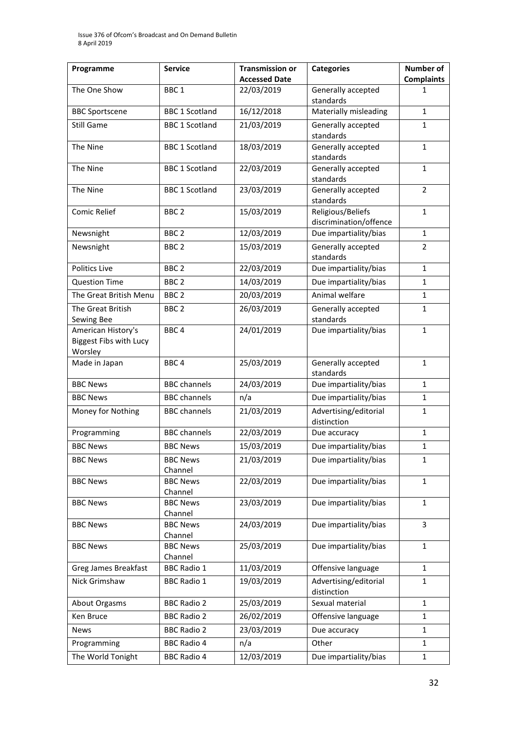| Programme | Service | Transmission or Accessed Date | Categories | Number of Complaints |
|---|---|---|---|---|
| The One Show | BBC 1 | 22/03/2019 | Generally accepted standards | 1 |
| BBC Sportscene | BBC 1 Scotland | 16/12/2018 | Materially misleading | 1 |
| Still Game | BBC 1 Scotland | 21/03/2019 | Generally accepted standards | 1 |
| The Nine | BBC 1 Scotland | 18/03/2019 | Generally accepted standards | 1 |
| The Nine | BBC 1 Scotland | 22/03/2019 | Generally accepted standards | 1 |
| The Nine | BBC 1 Scotland | 23/03/2019 | Generally accepted standards | 2 |
| Comic Relief | BBC 2 | 15/03/2019 | Religious/Beliefs discrimination/offence | 1 |
| Newsnight | BBC 2 | 12/03/2019 | Due impartiality/bias | 1 |
| Newsnight | BBC 2 | 15/03/2019 | Generally accepted standards | 2 |
| Politics Live | BBC 2 | 22/03/2019 | Due impartiality/bias | 1 |
| Question Time | BBC 2 | 14/03/2019 | Due impartiality/bias | 1 |
| The Great British Menu | BBC 2 | 20/03/2019 | Animal welfare | 1 |
| The Great British Sewing Bee | BBC 2 | 26/03/2019 | Generally accepted standards | 1 |
| American History's Biggest Fibs with Lucy Worsley | BBC 4 | 24/01/2019 | Due impartiality/bias | 1 |
| Made in Japan | BBC 4 | 25/03/2019 | Generally accepted standards | 1 |
| BBC News | BBC channels | 24/03/2019 | Due impartiality/bias | 1 |
| BBC News | BBC channels | n/a | Due impartiality/bias | 1 |
| Money for Nothing | BBC channels | 21/03/2019 | Advertising/editorial distinction | 1 |
| Programming | BBC channels | 22/03/2019 | Due accuracy | 1 |
| BBC News | BBC News | 15/03/2019 | Due impartiality/bias | 1 |
| BBC News | BBC News Channel | 21/03/2019 | Due impartiality/bias | 1 |
| BBC News | BBC News Channel | 22/03/2019 | Due impartiality/bias | 1 |
| BBC News | BBC News Channel | 23/03/2019 | Due impartiality/bias | 1 |
| BBC News | BBC News Channel | 24/03/2019 | Due impartiality/bias | 3 |
| BBC News | BBC News Channel | 25/03/2019 | Due impartiality/bias | 1 |
| Greg James Breakfast | BBC Radio 1 | 11/03/2019 | Offensive language | 1 |
| Nick Grimshaw | BBC Radio 1 | 19/03/2019 | Advertising/editorial distinction | 1 |
| About Orgasms | BBC Radio 2 | 25/03/2019 | Sexual material | 1 |
| Ken Bruce | BBC Radio 2 | 26/02/2019 | Offensive language | 1 |
| News | BBC Radio 2 | 23/03/2019 | Due accuracy | 1 |
| Programming | BBC Radio 4 | n/a | Other | 1 |
| The World Tonight | BBC Radio 4 | 12/03/2019 | Due impartiality/bias | 1 |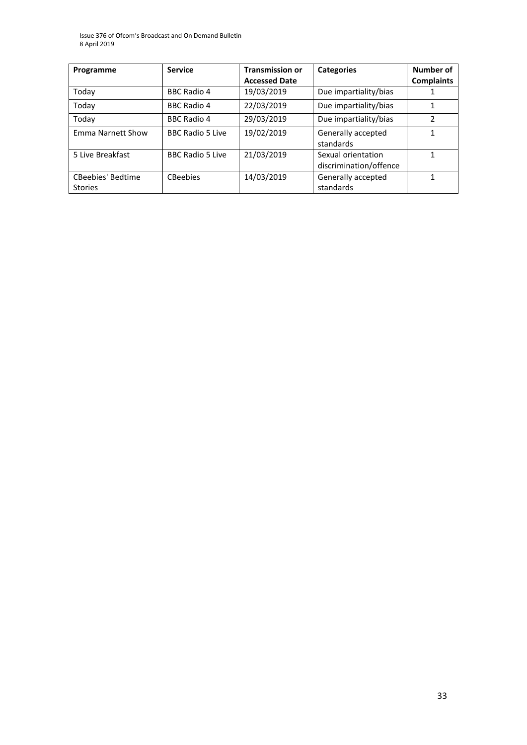| Programme | Service | Transmission or Accessed Date | Categories | Number of Complaints |
|---|---|---|---|---|
| Today | BBC Radio 4 | 19/03/2019 | Due impartiality/bias | 1 |
| Today | BBC Radio 4 | 22/03/2019 | Due impartiality/bias | 1 |
| Today | BBC Radio 4 | 29/03/2019 | Due impartiality/bias | 2 |
| Emma Narnett Show | BBC Radio 5 Live | 19/02/2019 | Generally accepted standards | 1 |
| 5 Live Breakfast | BBC Radio 5 Live | 21/03/2019 | Sexual orientation discrimination/offence | 1 |
| CBeebies' Bedtime Stories | CBeebies | 14/03/2019 | Generally accepted standards | 1 |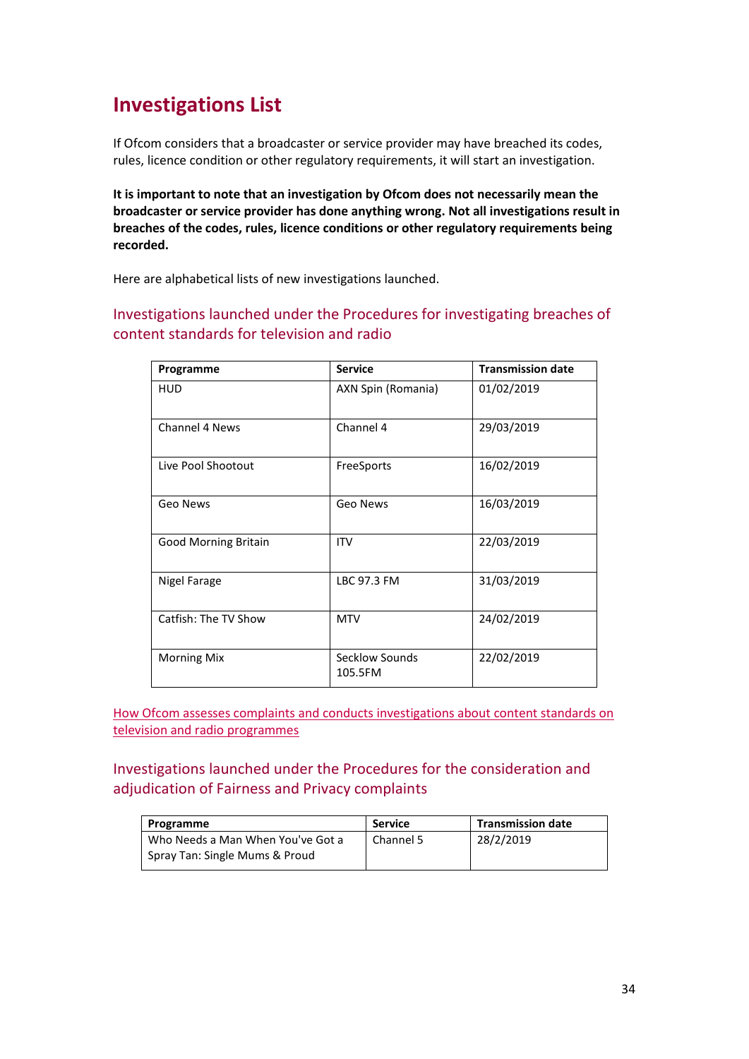# Investigations List

If Ofcom considers that a broadcaster or service provider may have breached its codes, rules, licence condition or other regulatory requirements, it will start an investigation.

**It is important to note that an investigation by Ofcom does not necessarily mean the broadcaster or service provider has done anything wrong. Not all investigations result in breaches of the codes, rules, licence conditions or other regulatory requirements being recorded.**

Here are alphabetical lists of new investigations launched.

## Investigations launched under the Procedures for investigating breaches of content standards for television and radio

| Programme | Service | Transmission date |
|---|---|---|
| HUD | AXN Spin (Romania) | 01/02/2019 |
| Channel 4 News | Channel 4 | 29/03/2019 |
| Live Pool Shootout | FreeSports | 16/02/2019 |
| Geo News | Geo News | 16/03/2019 |
| Good Morning Britain | ITV | 22/03/2019 |
| Nigel Farage | LBC 97.3 FM | 31/03/2019 |
| Catfish: The TV Show | MTV | 24/02/2019 |
| Morning Mix | Secklow Sounds 105.5FM | 22/02/2019 |

How Ofcom assesses complaints and conducts investigations about content standards on television and radio programmes

## Investigations launched under the Procedures for the consideration and adjudication of Fairness and Privacy complaints

| Programme | Service | Transmission date |
|---|---|---|
| Who Needs a Man When You've Got a Spray Tan: Single Mums & Proud | Channel 5 | 28/2/2019 |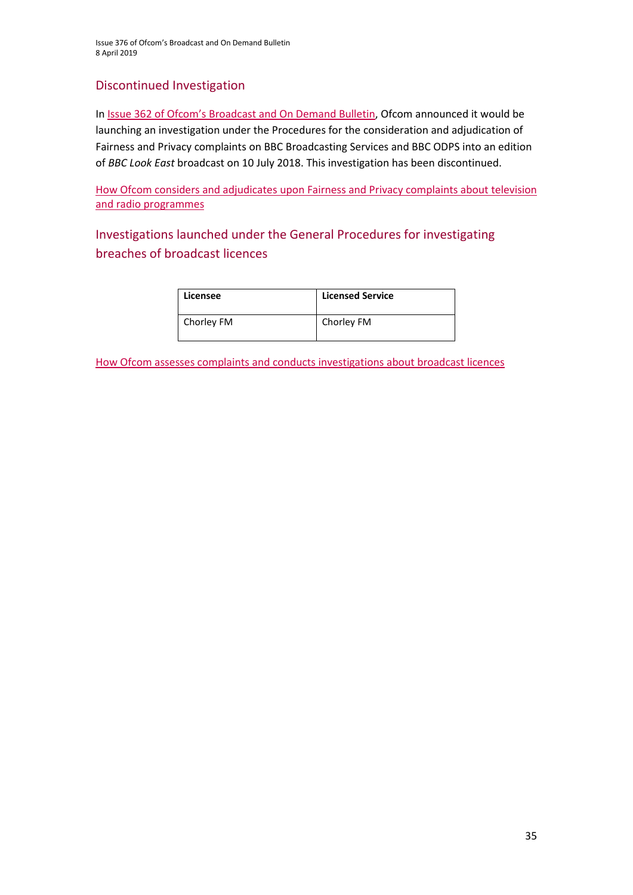## Discontinued Investigation

In Issue 362 of Ofcom's Broadcast and On Demand Bulletin, Ofcom announced it would be launching an investigation under the Procedures for the consideration and adjudication of Fairness and Privacy complaints on BBC Broadcasting Services and BBC ODPS into an edition of *BBC Look East* broadcast on 10 July 2018. This investigation has been discontinued.

How Ofcom considers and adjudicates upon Fairness and Privacy complaints about television and radio programmes

## Investigations launched under the General Procedures for investigating breaches of broadcast licences

| Licensee | Licensed Service |
|---|---|
| Chorley FM | Chorley FM |

How Ofcom assesses complaints and conducts investigations about broadcast licences